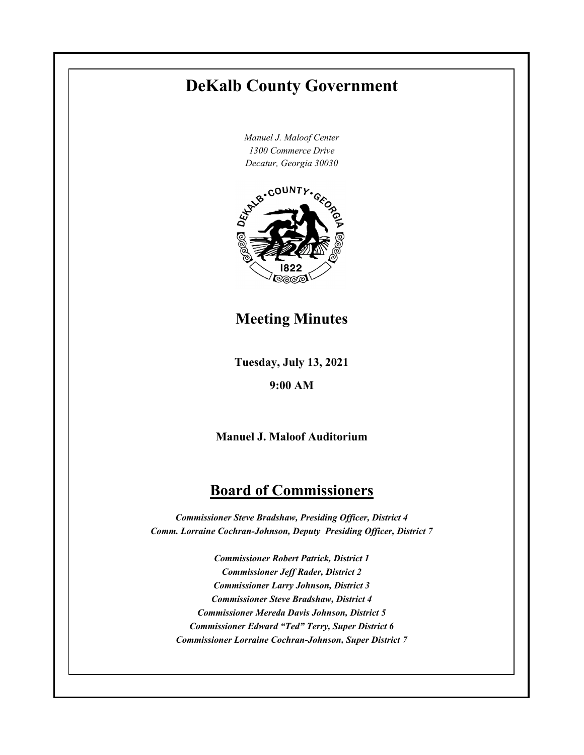# DeKalb County Government

*Manuel J. Maloof Center*
*1300 Commerce Drive*
*Decatur, Georgia 30030*

## Meeting Minutes

**Tuesday, July 13, 2021**

**9:00 AM**

**Manuel J. Maloof Auditorium**

## Board of Commissioners

***Commissioner Steve Bradshaw, Presiding Officer, District 4***
***Comm. Lorraine Cochran-Johnson, Deputy Presiding Officer, District 7***

***Commissioner Robert Patrick, District 1***
***Commissioner Jeff Rader, District 2***
***Commissioner Larry Johnson, District 3***
***Commissioner Steve Bradshaw, District 4***
***Commissioner Mereda Davis Johnson, District 5***
***Commissioner Edward "Ted" Terry, Super District 6***
***Commissioner Lorraine Cochran-Johnson, Super District 7***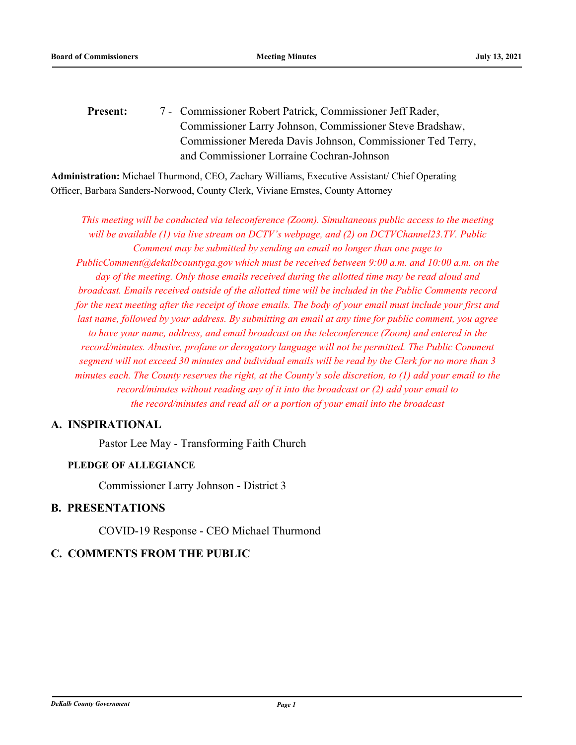**Present:** 7 - Commissioner Robert Patrick, Commissioner Jeff Rader, Commissioner Larry Johnson, Commissioner Steve Bradshaw, Commissioner Mereda Davis Johnson, Commissioner Ted Terry, and Commissioner Lorraine Cochran-Johnson

**Administration:** Michael Thurmond, CEO, Zachary Williams, Executive Assistant/ Chief Operating Officer, Barbara Sanders-Norwood, County Clerk, Viviane Ernstes, County Attorney

*This meeting will be conducted via teleconference (Zoom). Simultaneous public access to the meeting will be available (1) via live stream on DCTV's webpage, and (2) on DCTVChannel23.TV. Public Comment may be submitted by sending an email no longer than one page to PublicComment@dekalbcountyga.gov which must be received between 9:00 a.m. and 10:00 a.m. on the day of the meeting. Only those emails received during the allotted time may be read aloud and broadcast. Emails received outside of the allotted time will be included in the Public Comments record for the next meeting after the receipt of those emails. The body of your email must include your first and last name, followed by your address. By submitting an email at any time for public comment, you agree to have your name, address, and email broadcast on the teleconference (Zoom) and entered in the record/minutes. Abusive, profane or derogatory language will not be permitted. The Public Comment segment will not exceed 30 minutes and individual emails will be read by the Clerk for no more than 3 minutes each. The County reserves the right, at the County's sole discretion, to (1) add your email to the record/minutes without reading any of it into the broadcast or (2) add your email to the record/minutes and read all or a portion of your email into the broadcast*

## A. INSPIRATIONAL

Pastor Lee May - Transforming Faith Church

### PLEDGE OF ALLEGIANCE

Commissioner Larry Johnson - District 3

## B. PRESENTATIONS

COVID-19 Response - CEO Michael Thurmond

## C. COMMENTS FROM THE PUBLIC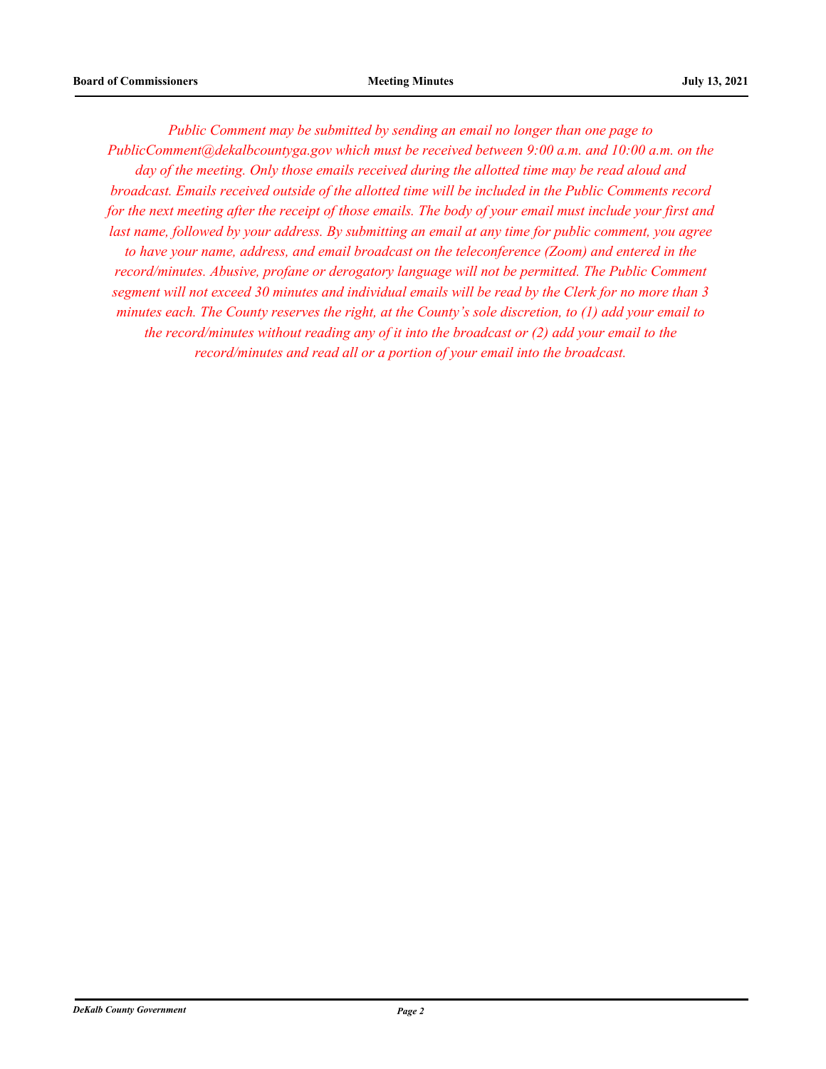*Public Comment may be submitted by sending an email no longer than one page to PublicComment@dekalbcountyga.gov which must be received between 9:00 a.m. and 10:00 a.m. on the day of the meeting. Only those emails received during the allotted time may be read aloud and broadcast. Emails received outside of the allotted time will be included in the Public Comments record for the next meeting after the receipt of those emails. The body of your email must include your first and last name, followed by your address. By submitting an email at any time for public comment, you agree to have your name, address, and email broadcast on the teleconference (Zoom) and entered in the record/minutes. Abusive, profane or derogatory language will not be permitted. The Public Comment segment will not exceed 30 minutes and individual emails will be read by the Clerk for no more than 3 minutes each. The County reserves the right, at the County's sole discretion, to (1) add your email to the record/minutes without reading any of it into the broadcast or (2) add your email to the record/minutes and read all or a portion of your email into the broadcast.*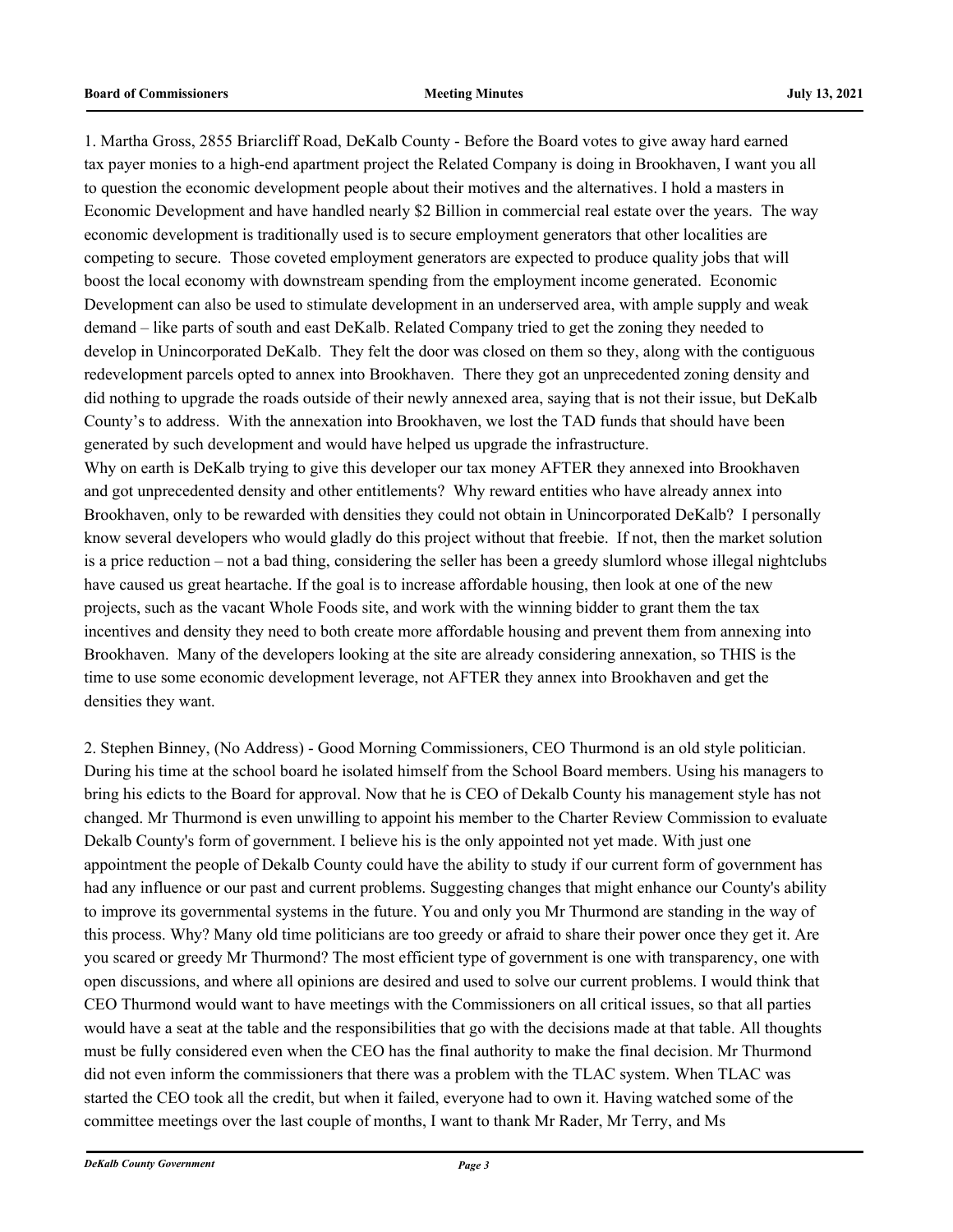1. Martha Gross, 2855 Briarcliff Road, DeKalb County - Before the Board votes to give away hard earned tax payer monies to a high-end apartment project the Related Company is doing in Brookhaven, I want you all to question the economic development people about their motives and the alternatives. I hold a masters in Economic Development and have handled nearly $2 Billion in commercial real estate over the years. The way economic development is traditionally used is to secure employment generators that other localities are competing to secure. Those coveted employment generators are expected to produce quality jobs that will boost the local economy with downstream spending from the employment income generated. Economic Development can also be used to stimulate development in an underserved area, with ample supply and weak demand – like parts of south and east DeKalb. Related Company tried to get the zoning they needed to develop in Unincorporated DeKalb. They felt the door was closed on them so they, along with the contiguous redevelopment parcels opted to annex into Brookhaven. There they got an unprecedented zoning density and did nothing to upgrade the roads outside of their newly annexed area, saying that is not their issue, but DeKalb County's to address. With the annexation into Brookhaven, we lost the TAD funds that should have been generated by such development and would have helped us upgrade the infrastructure.
Why on earth is DeKalb trying to give this developer our tax money AFTER they annexed into Brookhaven and got unprecedented density and other entitlements? Why reward entities who have already annex into Brookhaven, only to be rewarded with densities they could not obtain in Unincorporated DeKalb? I personally know several developers who would gladly do this project without that freebie. If not, then the market solution is a price reduction – not a bad thing, considering the seller has been a greedy slumlord whose illegal nightclubs have caused us great heartache. If the goal is to increase affordable housing, then look at one of the new projects, such as the vacant Whole Foods site, and work with the winning bidder to grant them the tax incentives and density they need to both create more affordable housing and prevent them from annexing into Brookhaven. Many of the developers looking at the site are already considering annexation, so THIS is the time to use some economic development leverage, not AFTER they annex into Brookhaven and get the densities they want.

2. Stephen Binney, (No Address) - Good Morning Commissioners, CEO Thurmond is an old style politician. During his time at the school board he isolated himself from the School Board members. Using his managers to bring his edicts to the Board for approval. Now that he is CEO of Dekalb County his management style has not changed. Mr Thurmond is even unwilling to appoint his member to the Charter Review Commission to evaluate Dekalb County's form of government. I believe his is the only appointed not yet made. With just one appointment the people of Dekalb County could have the ability to study if our current form of government has had any influence or our past and current problems. Suggesting changes that might enhance our County's ability to improve its governmental systems in the future. You and only you Mr Thurmond are standing in the way of this process. Why? Many old time politicians are too greedy or afraid to share their power once they get it. Are you scared or greedy Mr Thurmond? The most efficient type of government is one with transparency, one with open discussions, and where all opinions are desired and used to solve our current problems. I would think that CEO Thurmond would want to have meetings with the Commissioners on all critical issues, so that all parties would have a seat at the table and the responsibilities that go with the decisions made at that table. All thoughts must be fully considered even when the CEO has the final authority to make the final decision. Mr Thurmond did not even inform the commissioners that there was a problem with the TLAC system. When TLAC was started the CEO took all the credit, but when it failed, everyone had to own it. Having watched some of the committee meetings over the last couple of months, I want to thank Mr Rader, Mr Terry, and Ms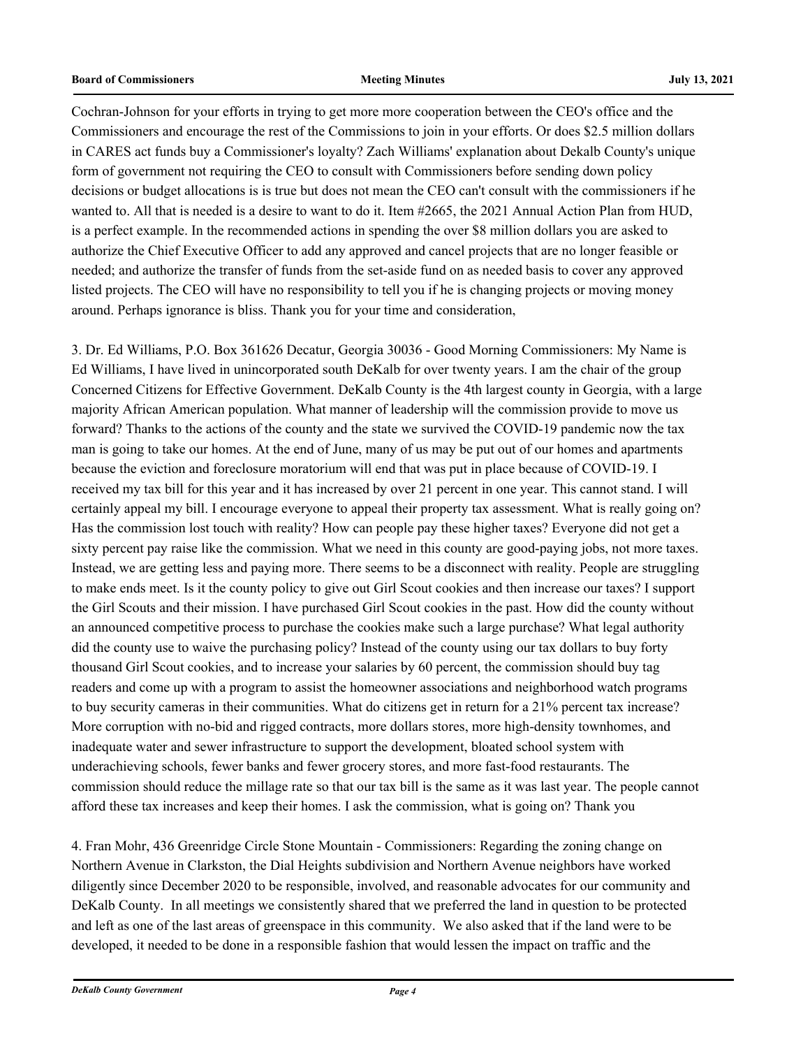Cochran-Johnson for your efforts in trying to get more more cooperation between the CEO's office and the Commissioners and encourage the rest of the Commissions to join in your efforts. Or does $2.5 million dollars in CARES act funds buy a Commissioner's loyalty? Zach Williams' explanation about Dekalb County's unique form of government not requiring the CEO to consult with Commissioners before sending down policy decisions or budget allocations is is true but does not mean the CEO can't consult with the commissioners if he wanted to. All that is needed is a desire to want to do it. Item #2665, the 2021 Annual Action Plan from HUD, is a perfect example. In the recommended actions in spending the over $8 million dollars you are asked to authorize the Chief Executive Officer to add any approved and cancel projects that are no longer feasible or needed; and authorize the transfer of funds from the set-aside fund on as needed basis to cover any approved listed projects. The CEO will have no responsibility to tell you if he is changing projects or moving money around. Perhaps ignorance is bliss. Thank you for your time and consideration,

3. Dr. Ed Williams, P.O. Box 361626 Decatur, Georgia 30036 - Good Morning Commissioners: My Name is Ed Williams, I have lived in unincorporated south DeKalb for over twenty years. I am the chair of the group Concerned Citizens for Effective Government. DeKalb County is the 4th largest county in Georgia, with a large majority African American population. What manner of leadership will the commission provide to move us forward? Thanks to the actions of the county and the state we survived the COVID-19 pandemic now the tax man is going to take our homes. At the end of June, many of us may be put out of our homes and apartments because the eviction and foreclosure moratorium will end that was put in place because of COVID-19. I received my tax bill for this year and it has increased by over 21 percent in one year. This cannot stand. I will certainly appeal my bill. I encourage everyone to appeal their property tax assessment. What is really going on? Has the commission lost touch with reality? How can people pay these higher taxes? Everyone did not get a sixty percent pay raise like the commission. What we need in this county are good-paying jobs, not more taxes. Instead, we are getting less and paying more. There seems to be a disconnect with reality. People are struggling to make ends meet. Is it the county policy to give out Girl Scout cookies and then increase our taxes? I support the Girl Scouts and their mission. I have purchased Girl Scout cookies in the past. How did the county without an announced competitive process to purchase the cookies make such a large purchase? What legal authority did the county use to waive the purchasing policy? Instead of the county using our tax dollars to buy forty thousand Girl Scout cookies, and to increase your salaries by 60 percent, the commission should buy tag readers and come up with a program to assist the homeowner associations and neighborhood watch programs to buy security cameras in their communities. What do citizens get in return for a 21% percent tax increase? More corruption with no-bid and rigged contracts, more dollars stores, more high-density townhomes, and inadequate water and sewer infrastructure to support the development, bloated school system with underachieving schools, fewer banks and fewer grocery stores, and more fast-food restaurants. The commission should reduce the millage rate so that our tax bill is the same as it was last year. The people cannot afford these tax increases and keep their homes. I ask the commission, what is going on? Thank you

4. Fran Mohr, 436 Greenridge Circle Stone Mountain - Commissioners: Regarding the zoning change on Northern Avenue in Clarkston, the Dial Heights subdivision and Northern Avenue neighbors have worked diligently since December 2020 to be responsible, involved, and reasonable advocates for our community and DeKalb County. In all meetings we consistently shared that we preferred the land in question to be protected and left as one of the last areas of greenspace in this community. We also asked that if the land were to be developed, it needed to be done in a responsible fashion that would lessen the impact on traffic and the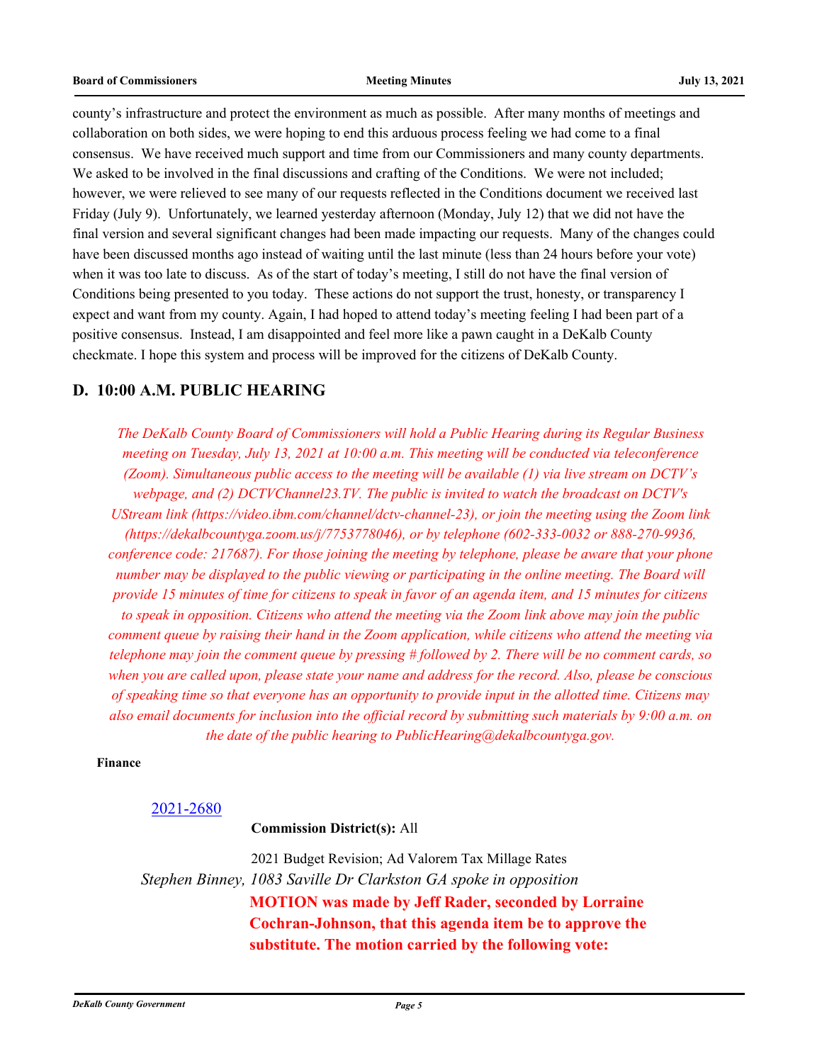county's infrastructure and protect the environment as much as possible. After many months of meetings and collaboration on both sides, we were hoping to end this arduous process feeling we had come to a final consensus. We have received much support and time from our Commissioners and many county departments. We asked to be involved in the final discussions and crafting of the Conditions. We were not included; however, we were relieved to see many of our requests reflected in the Conditions document we received last Friday (July 9). Unfortunately, we learned yesterday afternoon (Monday, July 12) that we did not have the final version and several significant changes had been made impacting our requests. Many of the changes could have been discussed months ago instead of waiting until the last minute (less than 24 hours before your vote) when it was too late to discuss. As of the start of today's meeting, I still do not have the final version of Conditions being presented to you today. These actions do not support the trust, honesty, or transparency I expect and want from my county. Again, I had hoped to attend today's meeting feeling I had been part of a positive consensus. Instead, I am disappointed and feel more like a pawn caught in a DeKalb County checkmate. I hope this system and process will be improved for the citizens of DeKalb County.

## D. 10:00 A.M. PUBLIC HEARING

*The DeKalb County Board of Commissioners will hold a Public Hearing during its Regular Business meeting on Tuesday, July 13, 2021 at 10:00 a.m. This meeting will be conducted via teleconference (Zoom). Simultaneous public access to the meeting will be available (1) via live stream on DCTV's webpage, and (2) DCTVChannel23.TV. The public is invited to watch the broadcast on DCTV's UStream link (https://video.ibm.com/channel/dctv-channel-23), or join the meeting using the Zoom link (https://dekalbcountyga.zoom.us/j/7753778046), or by telephone (602-333-0032 or 888-270-9936, conference code: 217687). For those joining the meeting by telephone, please be aware that your phone number may be displayed to the public viewing or participating in the online meeting. The Board will provide 15 minutes of time for citizens to speak in favor of an agenda item, and 15 minutes for citizens to speak in opposition. Citizens who attend the meeting via the Zoom link above may join the public comment queue by raising their hand in the Zoom application, while citizens who attend the meeting via telephone may join the comment queue by pressing # followed by 2. There will be no comment cards, so when you are called upon, please state your name and address for the record. Also, please be conscious of speaking time so that everyone has an opportunity to provide input in the allotted time. Citizens may also email documents for inclusion into the official record by submitting such materials by 9:00 a.m. on the date of the public hearing to PublicHearing@dekalbcountyga.gov.*

**Finance**

2021-2680

**Commission District(s):** All

2021 Budget Revision; Ad Valorem Tax Millage Rates

*Stephen Binney, 1083 Saville Dr Clarkston GA spoke in opposition*

**MOTION was made by Jeff Rader, seconded by Lorraine Cochran-Johnson, that this agenda item be to approve the substitute. The motion carried by the following vote:**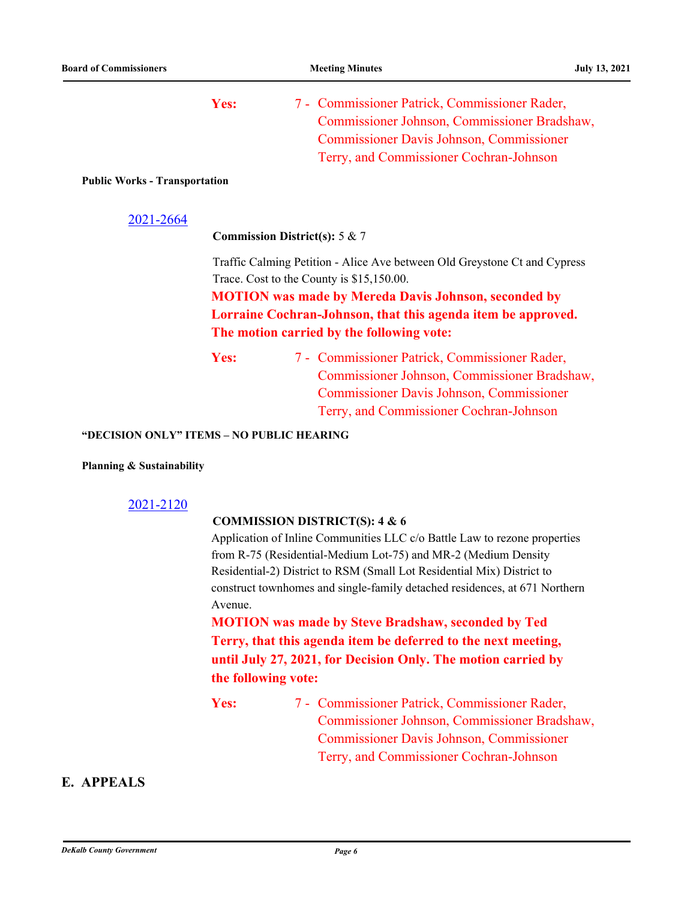**Yes:** 7 - Commissioner Patrick, Commissioner Rader, Commissioner Johnson, Commissioner Bradshaw, Commissioner Davis Johnson, Commissioner Terry, and Commissioner Cochran-Johnson

**Public Works - Transportation**

2021-2664

**Commission District(s):** 5 & 7

Traffic Calming Petition - Alice Ave between Old Greystone Ct and Cypress Trace. Cost to the County is $15,150.00.

**MOTION was made by Mereda Davis Johnson, seconded by Lorraine Cochran-Johnson, that this agenda item be approved. The motion carried by the following vote:**

**Yes:** 7 - Commissioner Patrick, Commissioner Rader, Commissioner Johnson, Commissioner Bradshaw, Commissioner Davis Johnson, Commissioner Terry, and Commissioner Cochran-Johnson

**"DECISION ONLY" ITEMS – NO PUBLIC HEARING**

**Planning & Sustainability**

2021-2120

**COMMISSION DISTRICT(S): 4 & 6**

Application of Inline Communities LLC c/o Battle Law to rezone properties from R-75 (Residential-Medium Lot-75) and MR-2 (Medium Density Residential-2) District to RSM (Small Lot Residential Mix) District to construct townhomes and single-family detached residences, at 671 Northern Avenue.

**MOTION was made by Steve Bradshaw, seconded by Ted Terry, that this agenda item be deferred to the next meeting, until July 27, 2021, for Decision Only. The motion carried by the following vote:**

**Yes:** 7 - Commissioner Patrick, Commissioner Rader, Commissioner Johnson, Commissioner Bradshaw, Commissioner Davis Johnson, Commissioner Terry, and Commissioner Cochran-Johnson

## E. APPEALS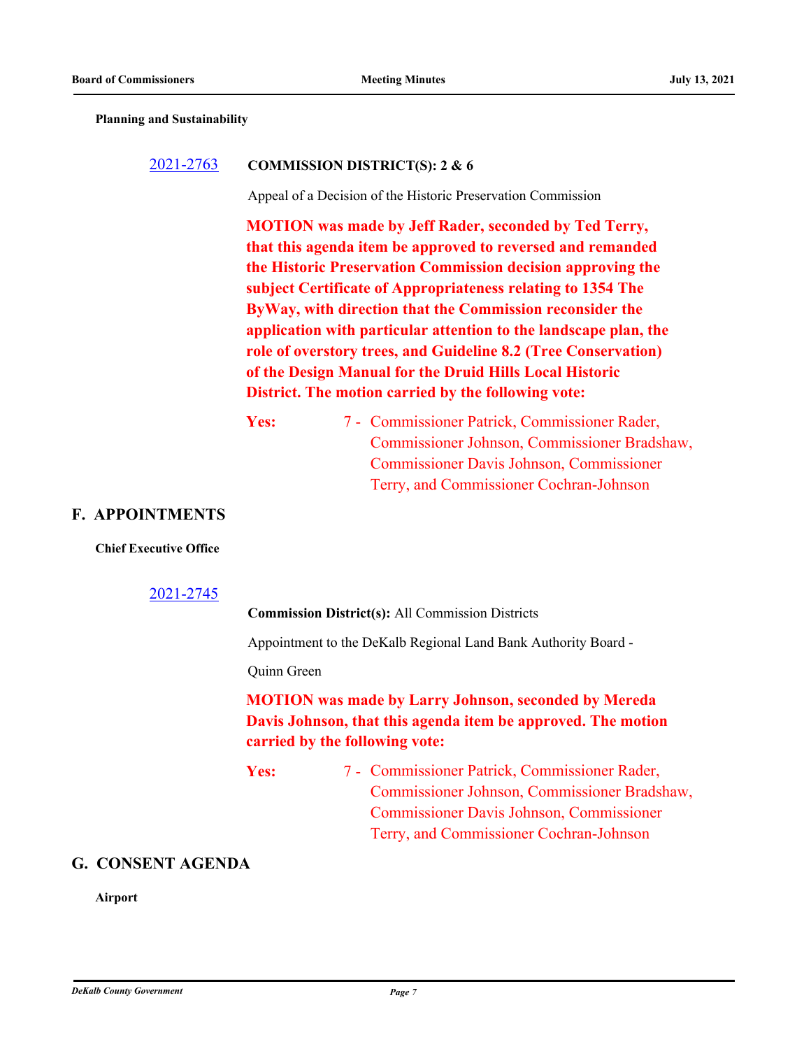**Planning and Sustainability**

2021-2763 **COMMISSION DISTRICT(S): 2 & 6**

Appeal of a Decision of the Historic Preservation Commission

**MOTION was made by Jeff Rader, seconded by Ted Terry, that this agenda item be approved to reversed and remanded the Historic Preservation Commission decision approving the subject Certificate of Appropriateness relating to 1354 The ByWay, with direction that the Commission reconsider the application with particular attention to the landscape plan, the role of overstory trees, and Guideline 8.2 (Tree Conservation) of the Design Manual for the Druid Hills Local Historic District. The motion carried by the following vote:**

**Yes:** 7 - Commissioner Patrick, Commissioner Rader, Commissioner Johnson, Commissioner Bradshaw, Commissioner Davis Johnson, Commissioner Terry, and Commissioner Cochran-Johnson

## F. APPOINTMENTS

**Chief Executive Office**

2021-2745

**Commission District(s):** All Commission Districts

Appointment to the DeKalb Regional Land Bank Authority Board -

Quinn Green

**MOTION was made by Larry Johnson, seconded by Mereda Davis Johnson, that this agenda item be approved. The motion carried by the following vote:**

**Yes:** 7 - Commissioner Patrick, Commissioner Rader, Commissioner Johnson, Commissioner Bradshaw, Commissioner Davis Johnson, Commissioner Terry, and Commissioner Cochran-Johnson

## G. CONSENT AGENDA

**Airport**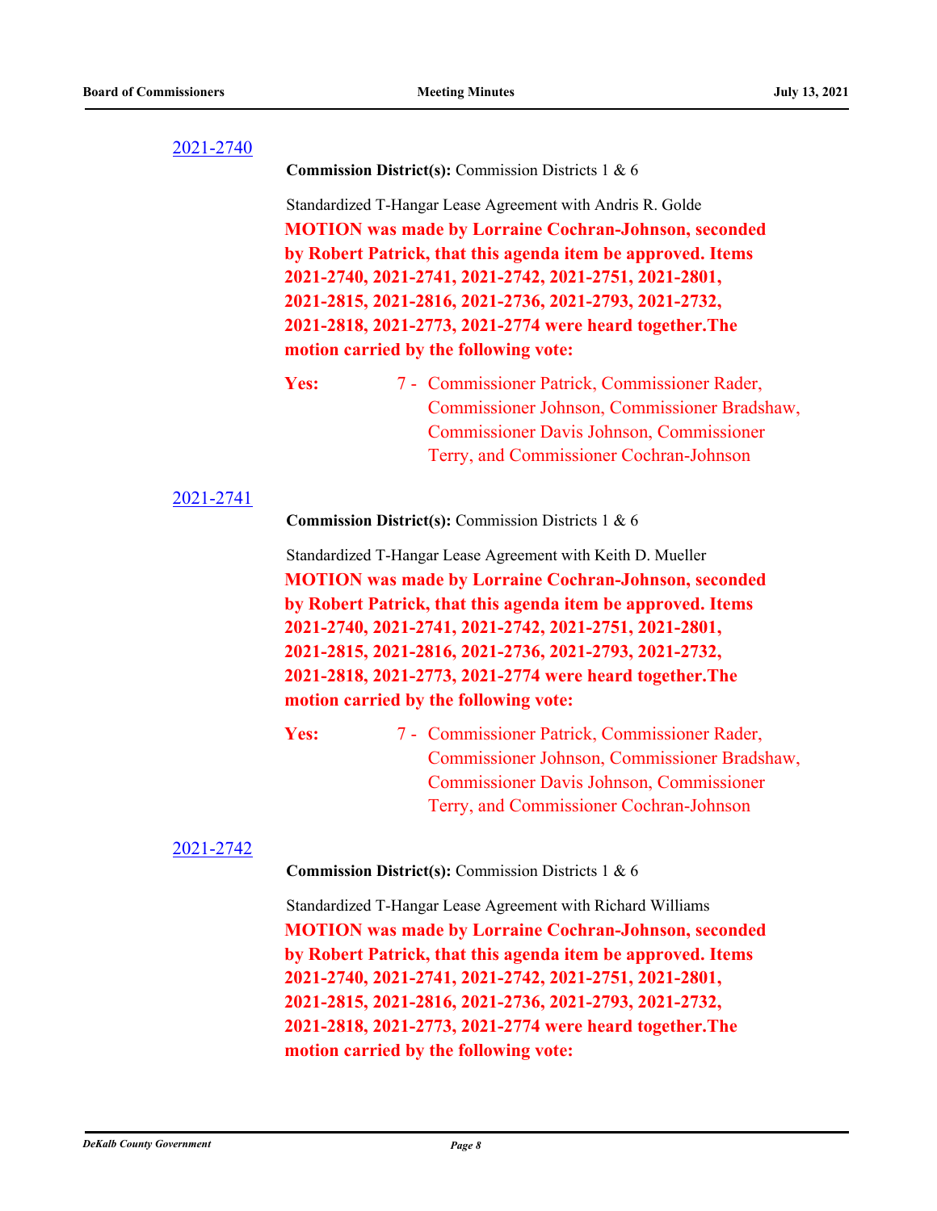[2021-2740](#)

**Commission District(s):** Commission Districts 1 & 6

Standardized T-Hangar Lease Agreement with Andris R. Golde

**MOTION was made by Lorraine Cochran-Johnson, seconded by Robert Patrick, that this agenda item be approved. Items 2021-2740, 2021-2741, 2021-2742, 2021-2751, 2021-2801, 2021-2815, 2021-2816, 2021-2736, 2021-2793, 2021-2732, 2021-2818, 2021-2773, 2021-2774 were heard together.The motion carried by the following vote:**

**Yes:** 7 - Commissioner Patrick, Commissioner Rader, Commissioner Johnson, Commissioner Bradshaw, Commissioner Davis Johnson, Commissioner Terry, and Commissioner Cochran-Johnson

[2021-2741](#)

**Commission District(s):** Commission Districts 1 & 6

Standardized T-Hangar Lease Agreement with Keith D. Mueller

**MOTION was made by Lorraine Cochran-Johnson, seconded by Robert Patrick, that this agenda item be approved. Items 2021-2740, 2021-2741, 2021-2742, 2021-2751, 2021-2801, 2021-2815, 2021-2816, 2021-2736, 2021-2793, 2021-2732, 2021-2818, 2021-2773, 2021-2774 were heard together.The motion carried by the following vote:**

**Yes:** 7 - Commissioner Patrick, Commissioner Rader, Commissioner Johnson, Commissioner Bradshaw, Commissioner Davis Johnson, Commissioner Terry, and Commissioner Cochran-Johnson

[2021-2742](#)

**Commission District(s):** Commission Districts 1 & 6

Standardized T-Hangar Lease Agreement with Richard Williams

**MOTION was made by Lorraine Cochran-Johnson, seconded by Robert Patrick, that this agenda item be approved. Items 2021-2740, 2021-2741, 2021-2742, 2021-2751, 2021-2801, 2021-2815, 2021-2816, 2021-2736, 2021-2793, 2021-2732, 2021-2818, 2021-2773, 2021-2774 were heard together.The motion carried by the following vote:**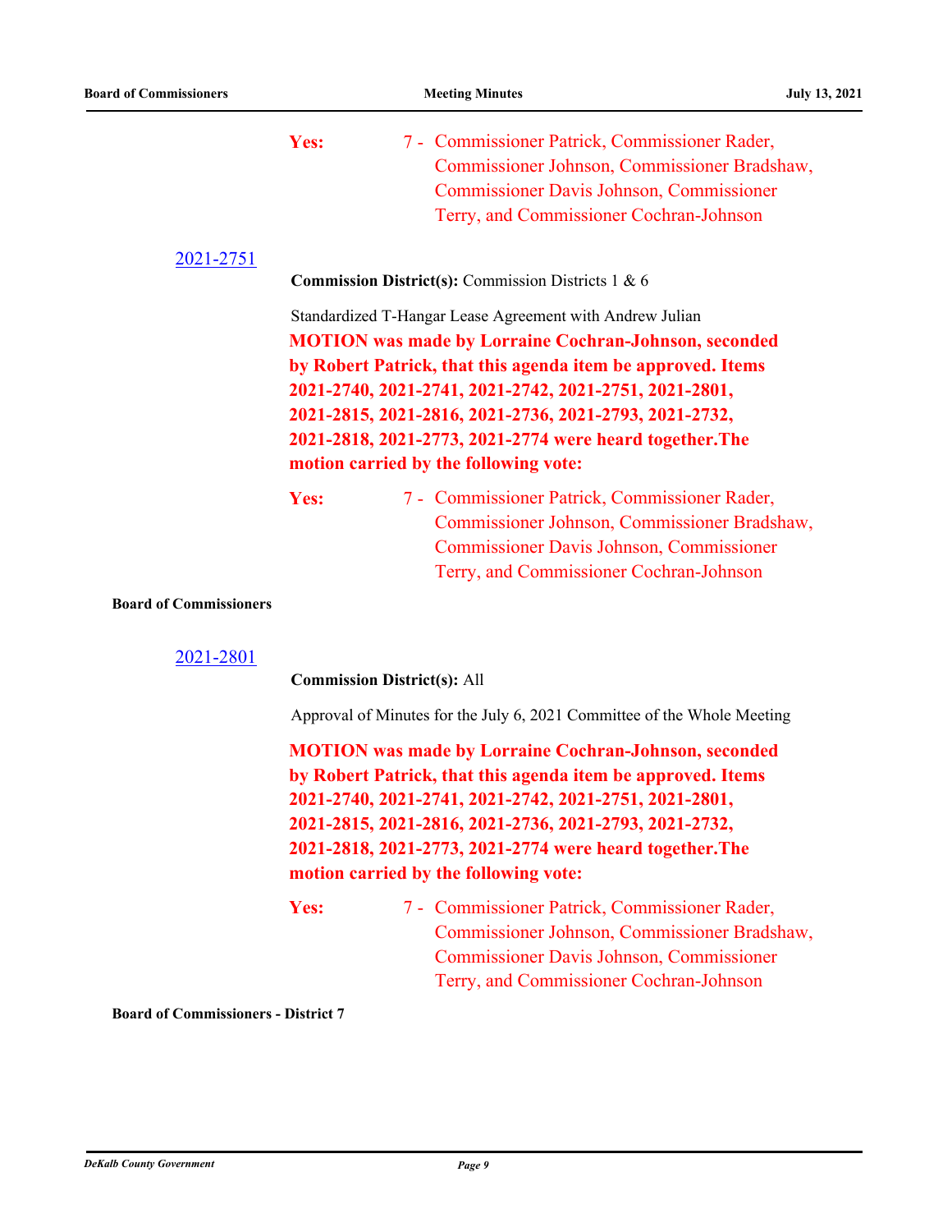**Yes:** 7 - Commissioner Patrick, Commissioner Rader, Commissioner Johnson, Commissioner Bradshaw, Commissioner Davis Johnson, Commissioner Terry, and Commissioner Cochran-Johnson

[2021-2751](2021-2751)

**Commission District(s):** Commission Districts 1 & 6

Standardized T-Hangar Lease Agreement with Andrew Julian

**MOTION was made by Lorraine Cochran-Johnson, seconded by Robert Patrick, that this agenda item be approved. Items 2021-2740, 2021-2741, 2021-2742, 2021-2751, 2021-2801, 2021-2815, 2021-2816, 2021-2736, 2021-2793, 2021-2732, 2021-2818, 2021-2773, 2021-2774 were heard together.The motion carried by the following vote:**

**Yes:** 7 - Commissioner Patrick, Commissioner Rader, Commissioner Johnson, Commissioner Bradshaw, Commissioner Davis Johnson, Commissioner Terry, and Commissioner Cochran-Johnson

**Board of Commissioners**

[2021-2801](2021-2801)

**Commission District(s):** All

Approval of Minutes for the July 6, 2021 Committee of the Whole Meeting

**MOTION was made by Lorraine Cochran-Johnson, seconded by Robert Patrick, that this agenda item be approved. Items 2021-2740, 2021-2741, 2021-2742, 2021-2751, 2021-2801, 2021-2815, 2021-2816, 2021-2736, 2021-2793, 2021-2732, 2021-2818, 2021-2773, 2021-2774 were heard together.The motion carried by the following vote:**

**Yes:** 7 - Commissioner Patrick, Commissioner Rader, Commissioner Johnson, Commissioner Bradshaw, Commissioner Davis Johnson, Commissioner Terry, and Commissioner Cochran-Johnson

**Board of Commissioners - District 7**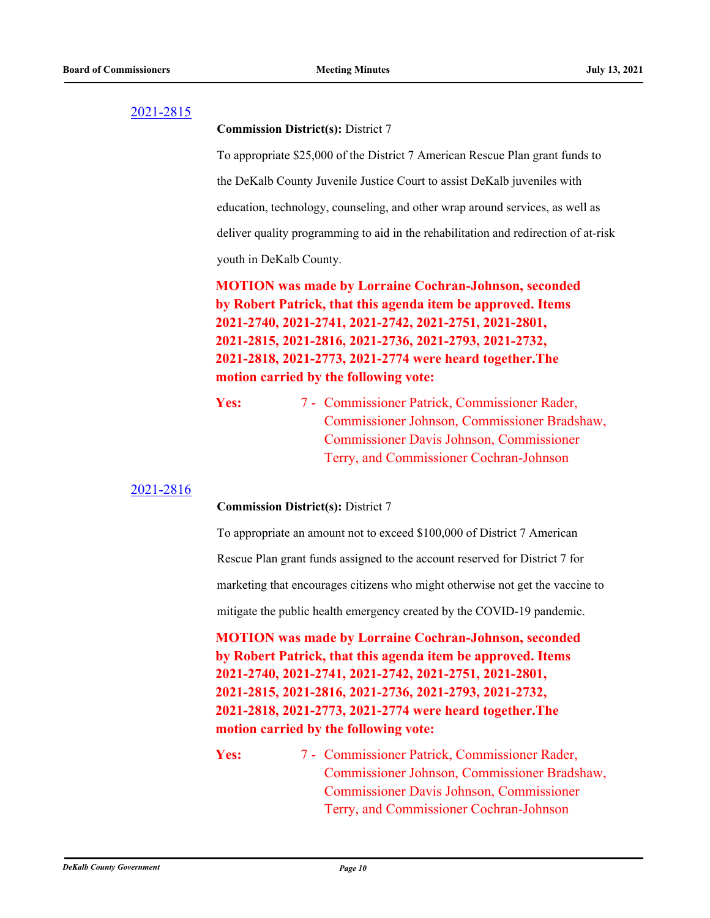2021-2815

**Commission District(s):** District 7

To appropriate $25,000 of the District 7 American Rescue Plan grant funds to the DeKalb County Juvenile Justice Court to assist DeKalb juveniles with education, technology, counseling, and other wrap around services, as well as deliver quality programming to aid in the rehabilitation and redirection of at-risk youth in DeKalb County.

**MOTION was made by Lorraine Cochran-Johnson, seconded by Robert Patrick, that this agenda item be approved. Items 2021-2740, 2021-2741, 2021-2742, 2021-2751, 2021-2801, 2021-2815, 2021-2816, 2021-2736, 2021-2793, 2021-2732, 2021-2818, 2021-2773, 2021-2774 were heard together.The motion carried by the following vote:**

**Yes:** 7 - Commissioner Patrick, Commissioner Rader, Commissioner Johnson, Commissioner Bradshaw, Commissioner Davis Johnson, Commissioner Terry, and Commissioner Cochran-Johnson

2021-2816

**Commission District(s):** District 7

To appropriate an amount not to exceed $100,000 of District 7 American Rescue Plan grant funds assigned to the account reserved for District 7 for marketing that encourages citizens who might otherwise not get the vaccine to mitigate the public health emergency created by the COVID-19 pandemic.

**MOTION was made by Lorraine Cochran-Johnson, seconded by Robert Patrick, that this agenda item be approved. Items 2021-2740, 2021-2741, 2021-2742, 2021-2751, 2021-2801, 2021-2815, 2021-2816, 2021-2736, 2021-2793, 2021-2732, 2021-2818, 2021-2773, 2021-2774 were heard together.The motion carried by the following vote:**

**Yes:** 7 - Commissioner Patrick, Commissioner Rader, Commissioner Johnson, Commissioner Bradshaw, Commissioner Davis Johnson, Commissioner Terry, and Commissioner Cochran-Johnson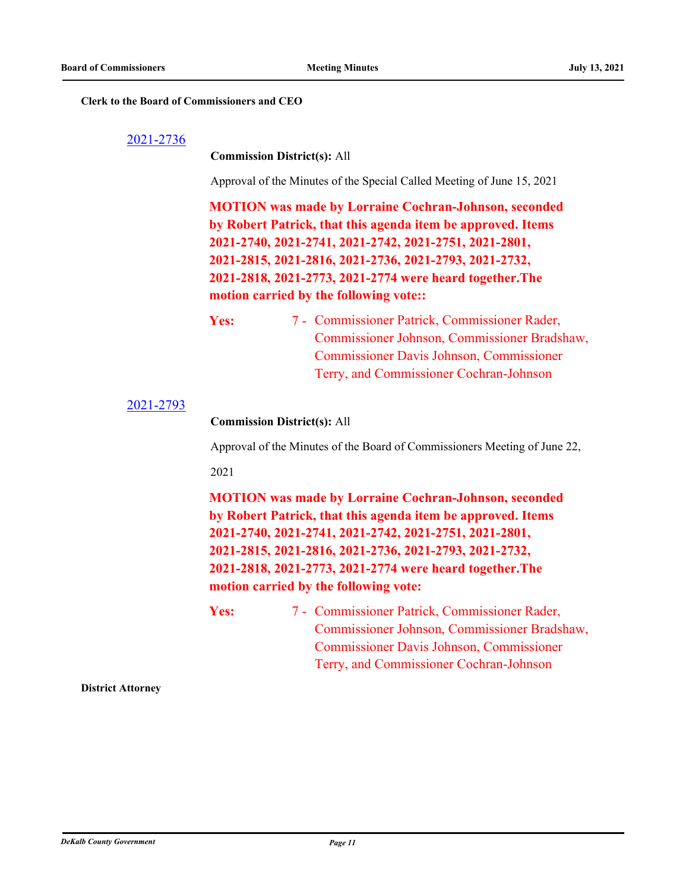**Clerk to the Board of Commissioners and CEO**

[2021-2736]

**Commission District(s):** All

Approval of the Minutes of the Special Called Meeting of June 15, 2021

**MOTION was made by Lorraine Cochran-Johnson, seconded by Robert Patrick, that this agenda item be approved. Items 2021-2740, 2021-2741, 2021-2742, 2021-2751, 2021-2801, 2021-2815, 2021-2816, 2021-2736, 2021-2793, 2021-2732, 2021-2818, 2021-2773, 2021-2774 were heard together.The motion carried by the following vote::**

**Yes:** 7 - Commissioner Patrick, Commissioner Rader, Commissioner Johnson, Commissioner Bradshaw, Commissioner Davis Johnson, Commissioner Terry, and Commissioner Cochran-Johnson

[2021-2793]

**Commission District(s):** All

Approval of the Minutes of the Board of Commissioners Meeting of June 22, 2021

**MOTION was made by Lorraine Cochran-Johnson, seconded by Robert Patrick, that this agenda item be approved. Items 2021-2740, 2021-2741, 2021-2742, 2021-2751, 2021-2801, 2021-2815, 2021-2816, 2021-2736, 2021-2793, 2021-2732, 2021-2818, 2021-2773, 2021-2774 were heard together.The motion carried by the following vote:**

**Yes:** 7 - Commissioner Patrick, Commissioner Rader, Commissioner Johnson, Commissioner Bradshaw, Commissioner Davis Johnson, Commissioner Terry, and Commissioner Cochran-Johnson

**District Attorney**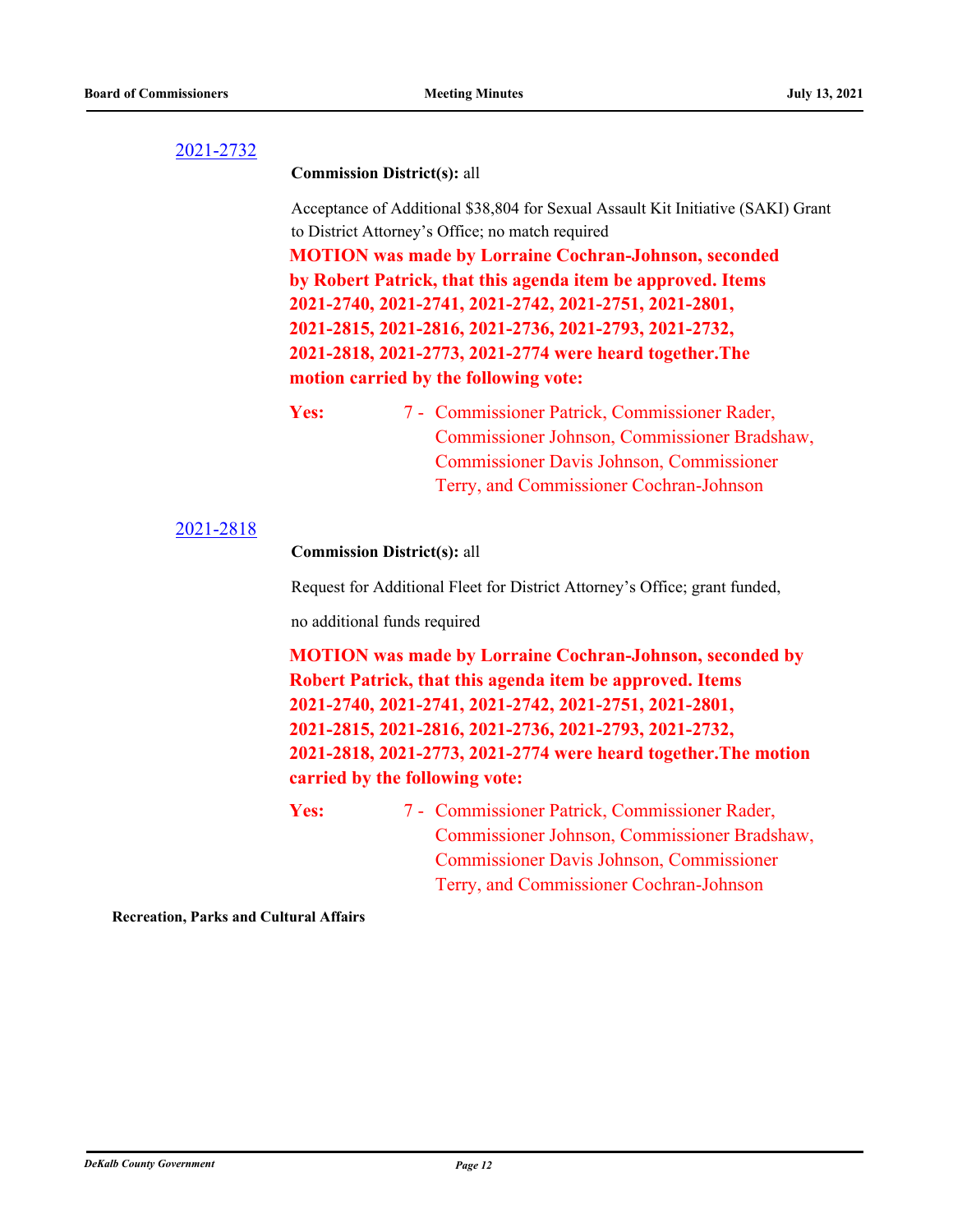2021-2732

**Commission District(s):** all

Acceptance of Additional $38,804 for Sexual Assault Kit Initiative (SAKI) Grant to District Attorney's Office; no match required

**MOTION was made by Lorraine Cochran-Johnson, seconded by Robert Patrick, that this agenda item be approved. Items 2021-2740, 2021-2741, 2021-2742, 2021-2751, 2021-2801, 2021-2815, 2021-2816, 2021-2736, 2021-2793, 2021-2732, 2021-2818, 2021-2773, 2021-2774 were heard together.The motion carried by the following vote:**

**Yes:** 7 - Commissioner Patrick, Commissioner Rader, Commissioner Johnson, Commissioner Bradshaw, Commissioner Davis Johnson, Commissioner Terry, and Commissioner Cochran-Johnson

2021-2818

**Commission District(s):** all

Request for Additional Fleet for District Attorney's Office; grant funded,

no additional funds required

**MOTION was made by Lorraine Cochran-Johnson, seconded by Robert Patrick, that this agenda item be approved. Items 2021-2740, 2021-2741, 2021-2742, 2021-2751, 2021-2801, 2021-2815, 2021-2816, 2021-2736, 2021-2793, 2021-2732, 2021-2818, 2021-2773, 2021-2774 were heard together.The motion carried by the following vote:**

**Yes:** 7 - Commissioner Patrick, Commissioner Rader, Commissioner Johnson, Commissioner Bradshaw, Commissioner Davis Johnson, Commissioner Terry, and Commissioner Cochran-Johnson

**Recreation, Parks and Cultural Affairs**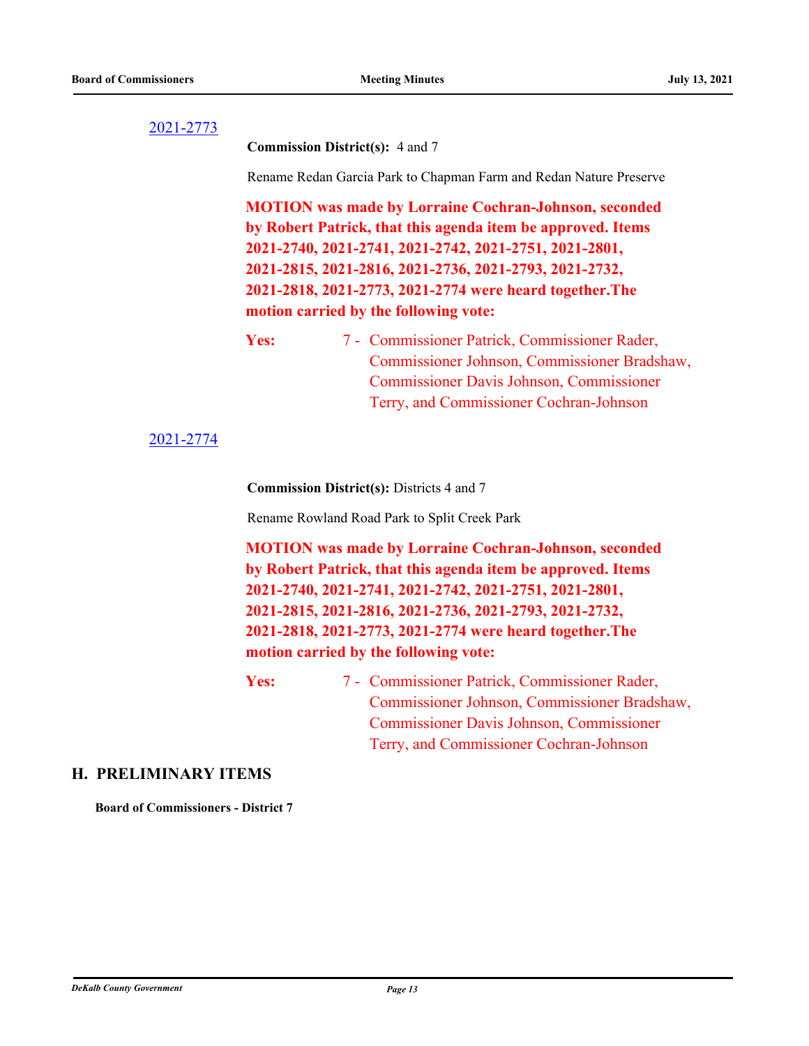[2021-2773]

**Commission District(s):** 4 and 7

Rename Redan Garcia Park to Chapman Farm and Redan Nature Preserve

**MOTION was made by Lorraine Cochran-Johnson, seconded by Robert Patrick, that this agenda item be approved. Items 2021-2740, 2021-2741, 2021-2742, 2021-2751, 2021-2801, 2021-2815, 2021-2816, 2021-2736, 2021-2793, 2021-2732, 2021-2818, 2021-2773, 2021-2774 were heard together.The motion carried by the following vote:**

**Yes:** 7 - Commissioner Patrick, Commissioner Rader, Commissioner Johnson, Commissioner Bradshaw, Commissioner Davis Johnson, Commissioner Terry, and Commissioner Cochran-Johnson

[2021-2774]

**Commission District(s):** Districts 4 and 7

Rename Rowland Road Park to Split Creek Park

**MOTION was made by Lorraine Cochran-Johnson, seconded by Robert Patrick, that this agenda item be approved. Items 2021-2740, 2021-2741, 2021-2742, 2021-2751, 2021-2801, 2021-2815, 2021-2816, 2021-2736, 2021-2793, 2021-2732, 2021-2818, 2021-2773, 2021-2774 were heard together.The motion carried by the following vote:**

**Yes:** 7 - Commissioner Patrick, Commissioner Rader, Commissioner Johnson, Commissioner Bradshaw, Commissioner Davis Johnson, Commissioner Terry, and Commissioner Cochran-Johnson

## H. PRELIMINARY ITEMS

**Board of Commissioners - District 7**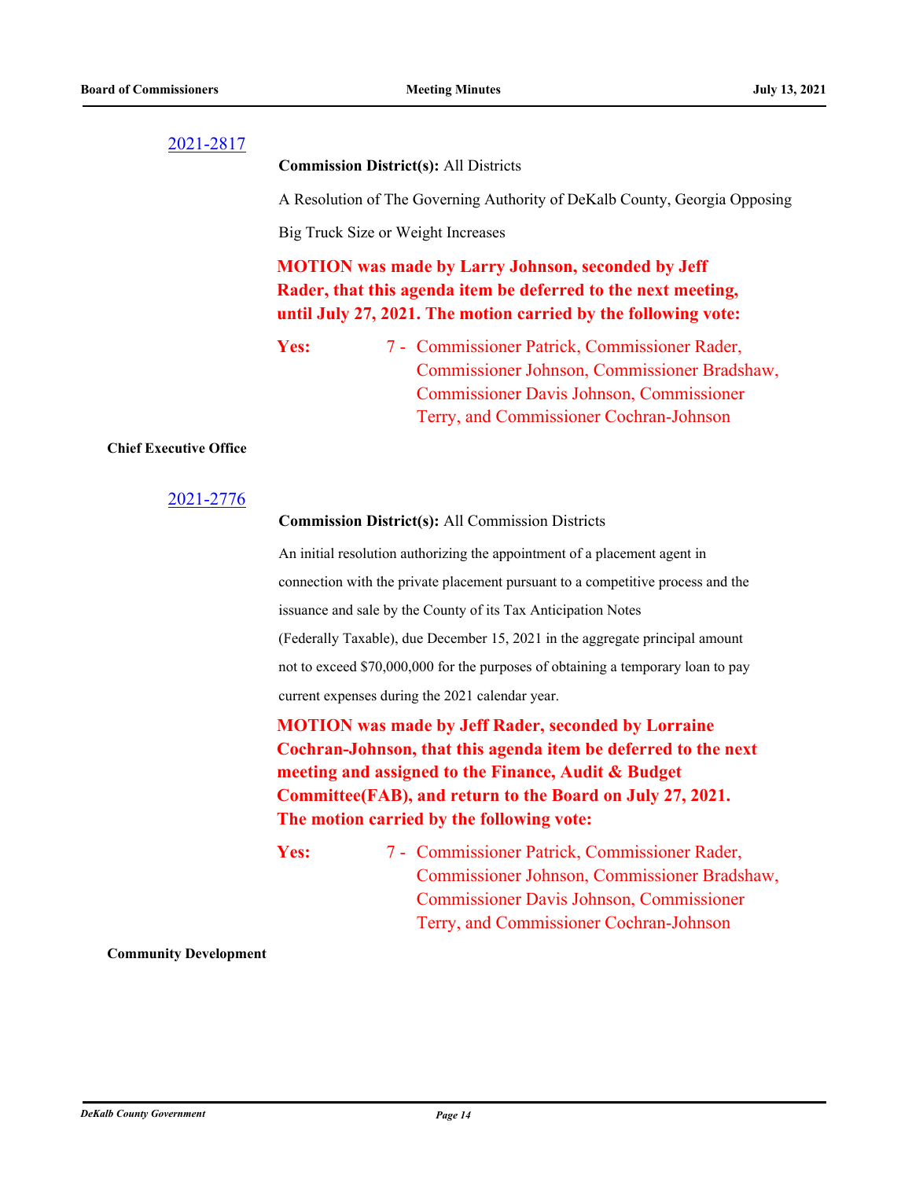[2021-2817](#)

**Commission District(s):** All Districts

A Resolution of The Governing Authority of DeKalb County, Georgia Opposing Big Truck Size or Weight Increases

**MOTION was made by Larry Johnson, seconded by Jeff Rader, that this agenda item be deferred to the next meeting, until July 27, 2021. The motion carried by the following vote:**

**Yes:** 7 - Commissioner Patrick, Commissioner Rader, Commissioner Johnson, Commissioner Bradshaw, Commissioner Davis Johnson, Commissioner Terry, and Commissioner Cochran-Johnson

**Chief Executive Office**

[2021-2776](#)

**Commission District(s):** All Commission Districts

An initial resolution authorizing the appointment of a placement agent in connection with the private placement pursuant to a competitive process and the issuance and sale by the County of its Tax Anticipation Notes (Federally Taxable), due December 15, 2021 in the aggregate principal amount not to exceed $70,000,000 for the purposes of obtaining a temporary loan to pay current expenses during the 2021 calendar year.

**MOTION was made by Jeff Rader, seconded by Lorraine Cochran-Johnson, that this agenda item be deferred to the next meeting and assigned to the Finance, Audit & Budget Committee(FAB), and return to the Board on July 27, 2021. The motion carried by the following vote:**

**Yes:** 7 - Commissioner Patrick, Commissioner Rader, Commissioner Johnson, Commissioner Bradshaw, Commissioner Davis Johnson, Commissioner Terry, and Commissioner Cochran-Johnson

**Community Development**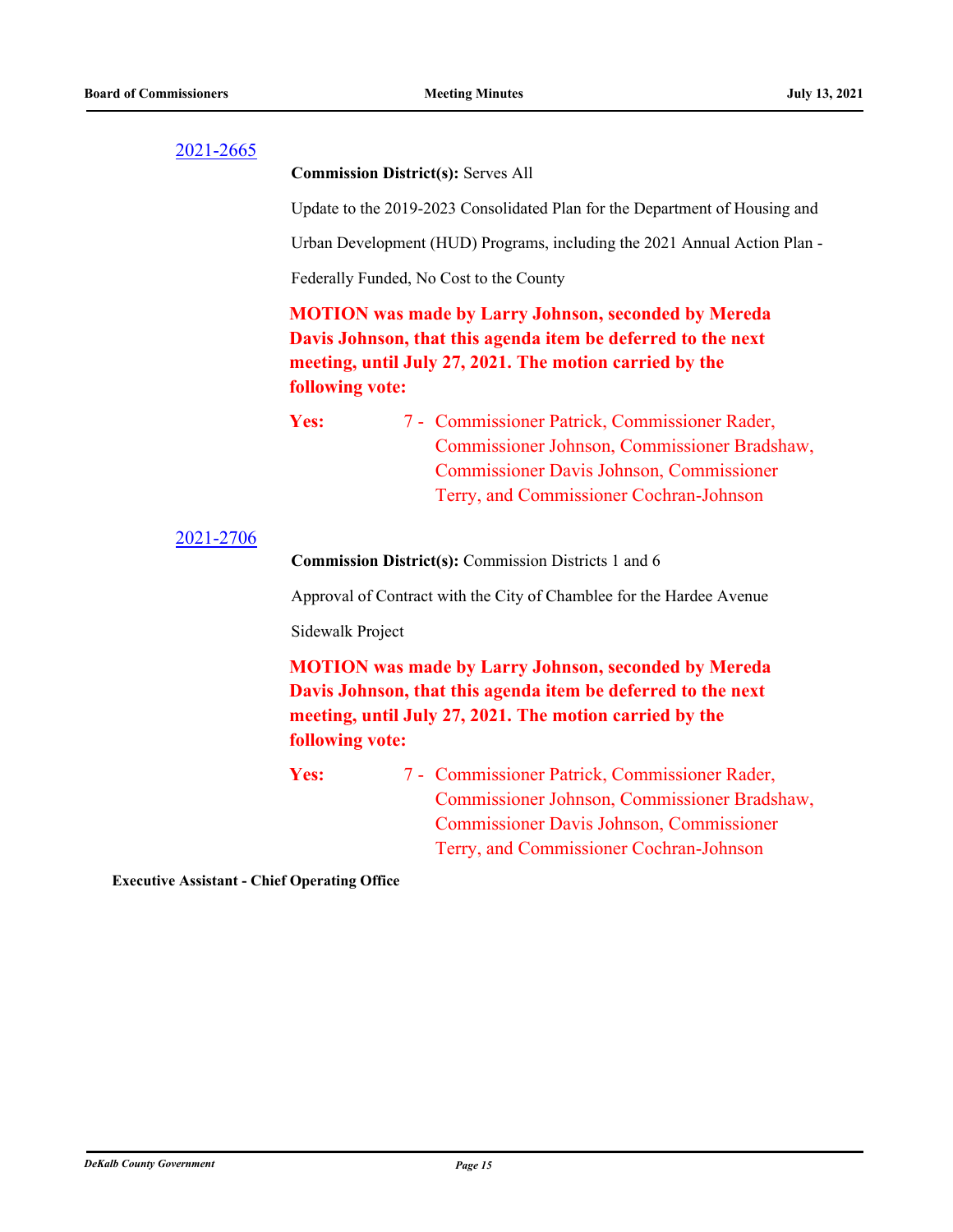[2021-2665]

**Commission District(s):** Serves All

Update to the 2019-2023 Consolidated Plan for the Department of Housing and Urban Development (HUD) Programs, including the 2021 Annual Action Plan - Federally Funded, No Cost to the County

**MOTION was made by Larry Johnson, seconded by Mereda Davis Johnson, that this agenda item be deferred to the next meeting, until July 27, 2021. The motion carried by the following vote:**

**Yes:** 7 - Commissioner Patrick, Commissioner Rader, Commissioner Johnson, Commissioner Bradshaw, Commissioner Davis Johnson, Commissioner Terry, and Commissioner Cochran-Johnson

[2021-2706]

**Commission District(s):** Commission Districts 1 and 6

Approval of Contract with the City of Chamblee for the Hardee Avenue Sidewalk Project

**MOTION was made by Larry Johnson, seconded by Mereda Davis Johnson, that this agenda item be deferred to the next meeting, until July 27, 2021. The motion carried by the following vote:**

**Yes:** 7 - Commissioner Patrick, Commissioner Rader, Commissioner Johnson, Commissioner Bradshaw, Commissioner Davis Johnson, Commissioner Terry, and Commissioner Cochran-Johnson

**Executive Assistant - Chief Operating Office**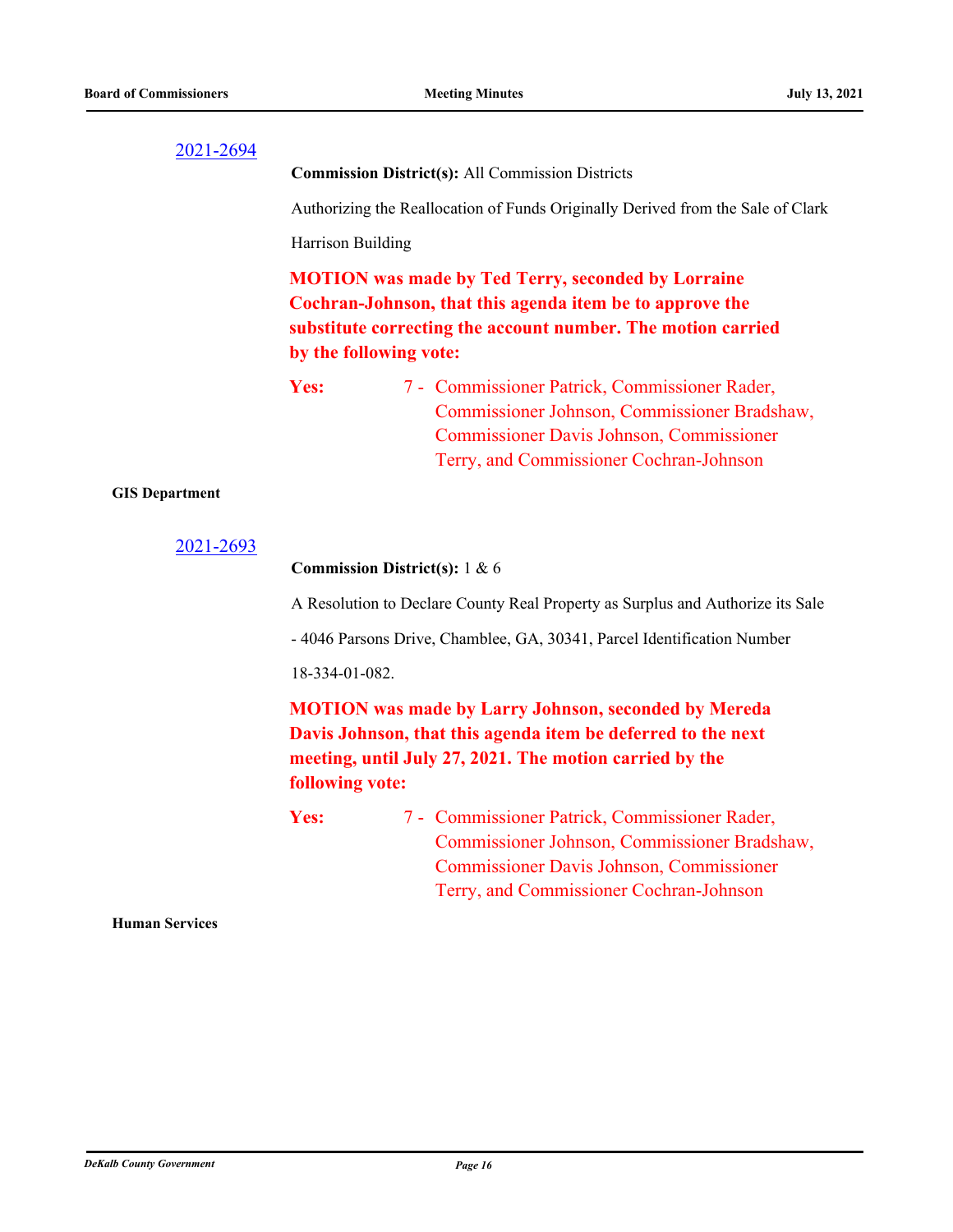[2021-2694](#)

**Commission District(s):** All Commission Districts

Authorizing the Reallocation of Funds Originally Derived from the Sale of Clark Harrison Building

**MOTION was made by Ted Terry, seconded by Lorraine Cochran-Johnson, that this agenda item be to approve the substitute correcting the account number. The motion carried by the following vote:**

**Yes:** 7 - Commissioner Patrick, Commissioner Rader, Commissioner Johnson, Commissioner Bradshaw, Commissioner Davis Johnson, Commissioner Terry, and Commissioner Cochran-Johnson

**GIS Department**

[2021-2693](#)

**Commission District(s):** 1 & 6

A Resolution to Declare County Real Property as Surplus and Authorize its Sale - 4046 Parsons Drive, Chamblee, GA, 30341, Parcel Identification Number 18-334-01-082.

**MOTION was made by Larry Johnson, seconded by Mereda Davis Johnson, that this agenda item be deferred to the next meeting, until July 27, 2021. The motion carried by the following vote:**

**Yes:** 7 - Commissioner Patrick, Commissioner Rader, Commissioner Johnson, Commissioner Bradshaw, Commissioner Davis Johnson, Commissioner Terry, and Commissioner Cochran-Johnson

**Human Services**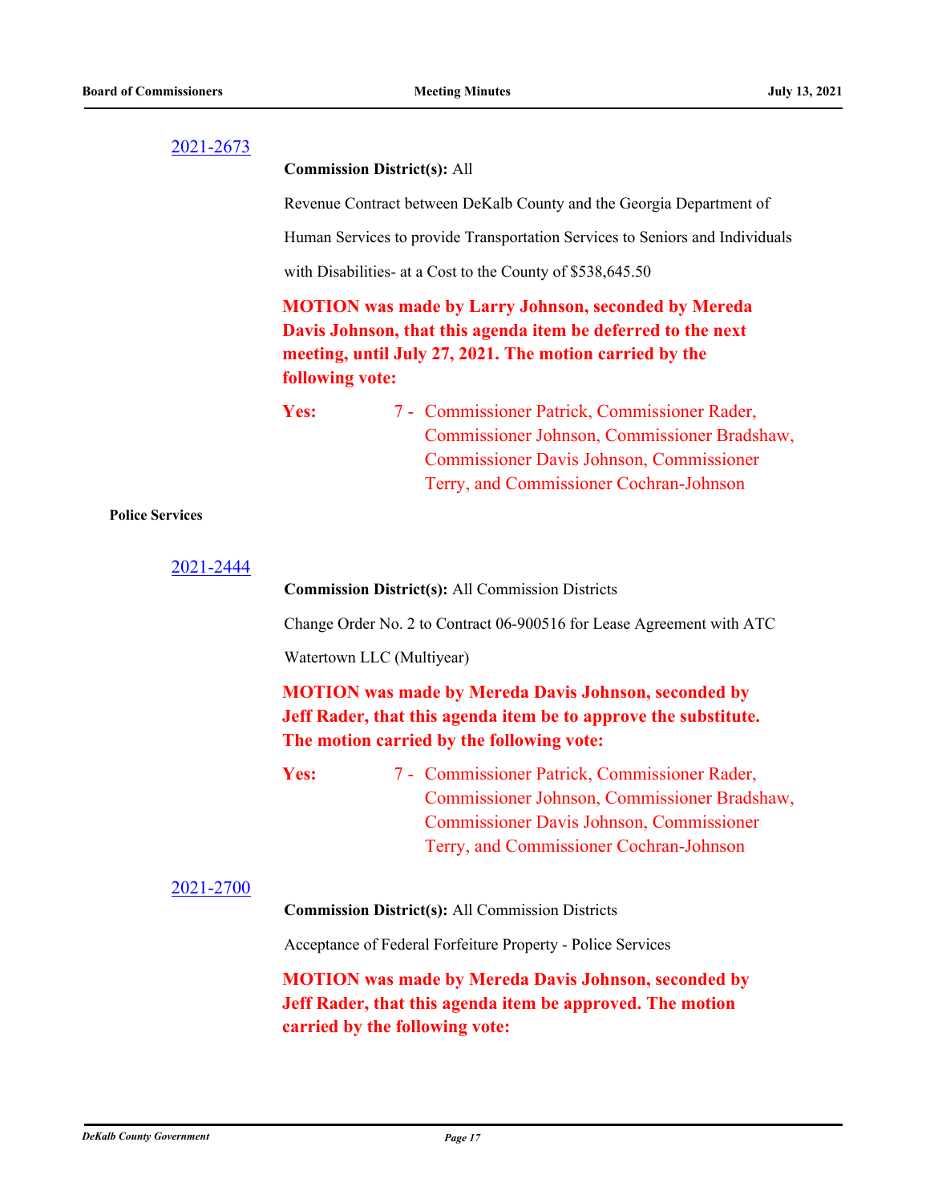[2021-2673](2021-2673)

**Commission District(s):** All

Revenue Contract between DeKalb County and the Georgia Department of Human Services to provide Transportation Services to Seniors and Individuals with Disabilities- at a Cost to the County of $538,645.50

**MOTION was made by Larry Johnson, seconded by Mereda Davis Johnson, that this agenda item be deferred to the next meeting, until July 27, 2021. The motion carried by the following vote:**

**Yes:** 7 - Commissioner Patrick, Commissioner Rader, Commissioner Johnson, Commissioner Bradshaw, Commissioner Davis Johnson, Commissioner Terry, and Commissioner Cochran-Johnson

**Police Services**

[2021-2444](2021-2444)

**Commission District(s):** All Commission Districts

Change Order No. 2 to Contract 06-900516 for Lease Agreement with ATC Watertown LLC (Multiyear)

**MOTION was made by Mereda Davis Johnson, seconded by Jeff Rader, that this agenda item be to approve the substitute. The motion carried by the following vote:**

**Yes:** 7 - Commissioner Patrick, Commissioner Rader, Commissioner Johnson, Commissioner Bradshaw, Commissioner Davis Johnson, Commissioner Terry, and Commissioner Cochran-Johnson

[2021-2700](2021-2700)

**Commission District(s):** All Commission Districts

Acceptance of Federal Forfeiture Property - Police Services

**MOTION was made by Mereda Davis Johnson, seconded by Jeff Rader, that this agenda item be approved. The motion carried by the following vote:**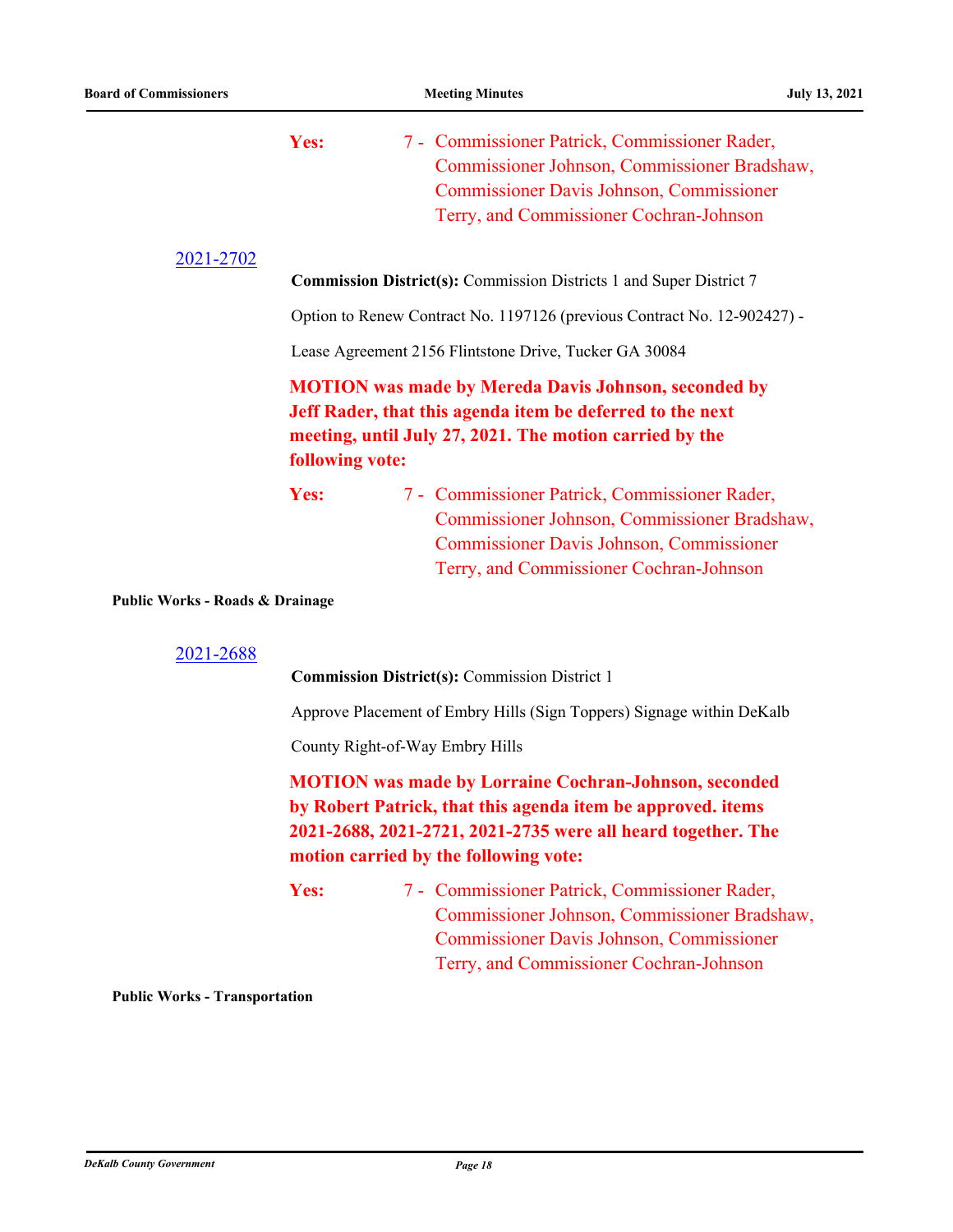**Yes:** 7 - Commissioner Patrick, Commissioner Rader, Commissioner Johnson, Commissioner Bradshaw, Commissioner Davis Johnson, Commissioner Terry, and Commissioner Cochran-Johnson

2021-2702

**Commission District(s):** Commission Districts 1 and Super District 7

Option to Renew Contract No. 1197126 (previous Contract No. 12-902427) -

Lease Agreement 2156 Flintstone Drive, Tucker GA 30084

**MOTION was made by Mereda Davis Johnson, seconded by Jeff Rader, that this agenda item be deferred to the next meeting, until July 27, 2021. The motion carried by the following vote:**

**Yes:** 7 - Commissioner Patrick, Commissioner Rader, Commissioner Johnson, Commissioner Bradshaw, Commissioner Davis Johnson, Commissioner Terry, and Commissioner Cochran-Johnson

**Public Works - Roads & Drainage**

2021-2688

**Commission District(s):** Commission District 1

Approve Placement of Embry Hills (Sign Toppers) Signage within DeKalb

County Right-of-Way Embry Hills

**MOTION was made by Lorraine Cochran-Johnson, seconded by Robert Patrick, that this agenda item be approved. items 2021-2688, 2021-2721, 2021-2735 were all heard together. The motion carried by the following vote:**

**Yes:** 7 - Commissioner Patrick, Commissioner Rader, Commissioner Johnson, Commissioner Bradshaw, Commissioner Davis Johnson, Commissioner Terry, and Commissioner Cochran-Johnson

**Public Works - Transportation**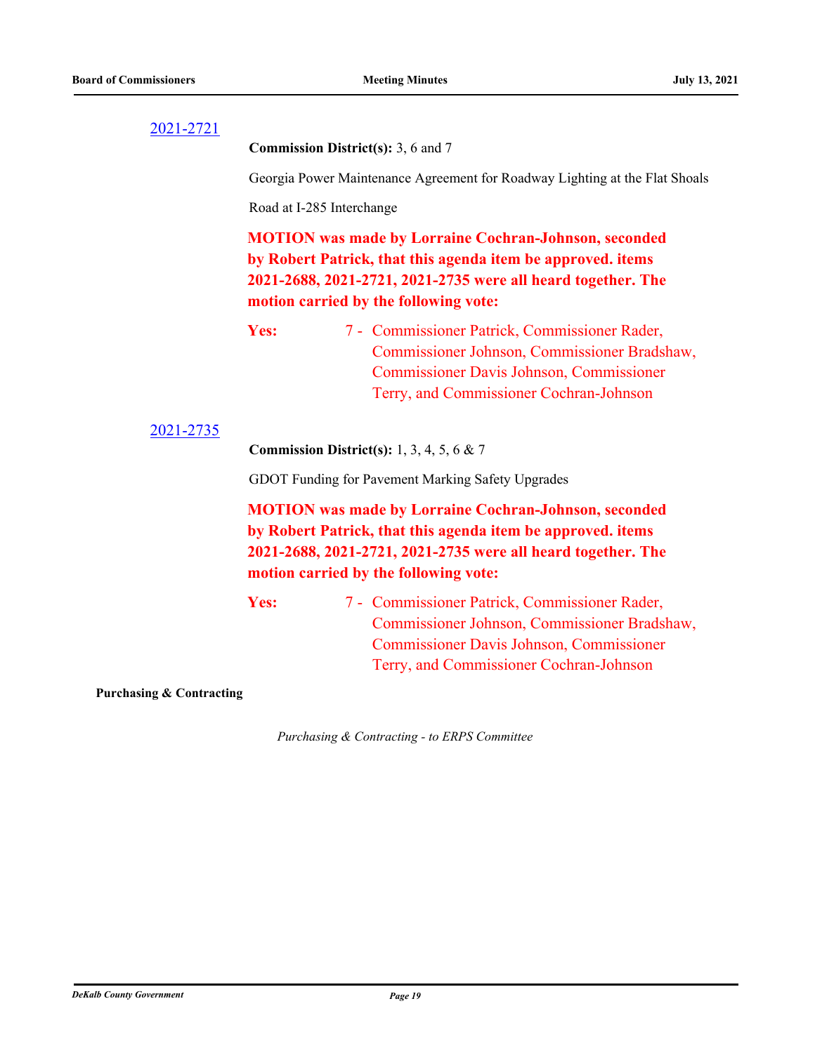[2021-2721](2021-2721)

**Commission District(s):** 3, 6 and 7

Georgia Power Maintenance Agreement for Roadway Lighting at the Flat Shoals Road at I-285 Interchange

**MOTION was made by Lorraine Cochran-Johnson, seconded by Robert Patrick, that this agenda item be approved. items 2021-2688, 2021-2721, 2021-2735 were all heard together. The motion carried by the following vote:**

**Yes:** 7 - Commissioner Patrick, Commissioner Rader, Commissioner Johnson, Commissioner Bradshaw, Commissioner Davis Johnson, Commissioner Terry, and Commissioner Cochran-Johnson

[2021-2735](2021-2735)

**Commission District(s):** 1, 3, 4, 5, 6 & 7

GDOT Funding for Pavement Marking Safety Upgrades

**MOTION was made by Lorraine Cochran-Johnson, seconded by Robert Patrick, that this agenda item be approved. items 2021-2688, 2021-2721, 2021-2735 were all heard together. The motion carried by the following vote:**

**Yes:** 7 - Commissioner Patrick, Commissioner Rader, Commissioner Johnson, Commissioner Bradshaw, Commissioner Davis Johnson, Commissioner Terry, and Commissioner Cochran-Johnson

**Purchasing & Contracting**

*Purchasing & Contracting - to ERPS Committee*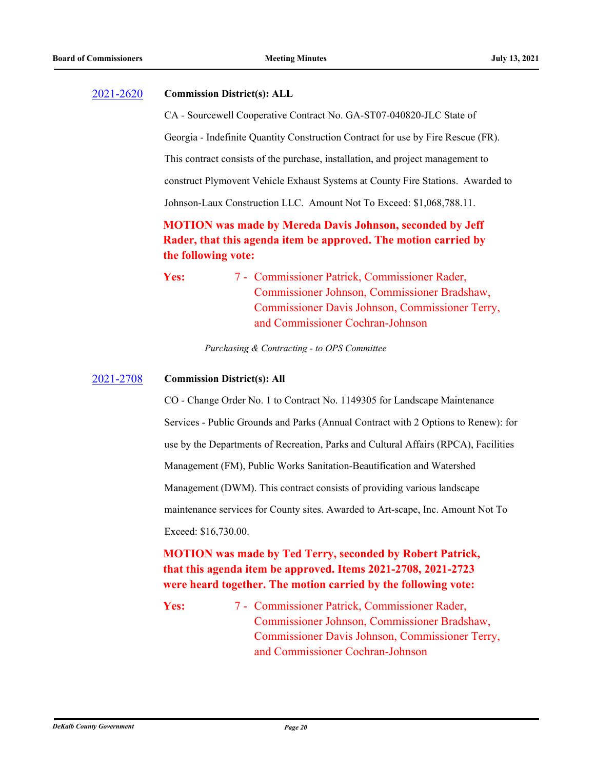2021-2620 **Commission District(s): ALL**

CA - Sourcewell Cooperative Contract No. GA-ST07-040820-JLC State of Georgia - Indefinite Quantity Construction Contract for use by Fire Rescue (FR). This contract consists of the purchase, installation, and project management to construct Plymovent Vehicle Exhaust Systems at County Fire Stations. Awarded to Johnson-Laux Construction LLC. Amount Not To Exceed: $1,068,788.11.

**MOTION was made by Mereda Davis Johnson, seconded by Jeff Rader, that this agenda item be approved. The motion carried by the following vote:**

**Yes:** 7 - Commissioner Patrick, Commissioner Rader, Commissioner Johnson, Commissioner Bradshaw, Commissioner Davis Johnson, Commissioner Terry, and Commissioner Cochran-Johnson

*Purchasing & Contracting - to OPS Committee*

2021-2708 **Commission District(s): All**

CO - Change Order No. 1 to Contract No. 1149305 for Landscape Maintenance Services - Public Grounds and Parks (Annual Contract with 2 Options to Renew): for use by the Departments of Recreation, Parks and Cultural Affairs (RPCA), Facilities Management (FM), Public Works Sanitation-Beautification and Watershed Management (DWM). This contract consists of providing various landscape maintenance services for County sites. Awarded to Art-scape, Inc. Amount Not To Exceed: $16,730.00.

**MOTION was made by Ted Terry, seconded by Robert Patrick, that this agenda item be approved. Items 2021-2708, 2021-2723 were heard together. The motion carried by the following vote:**

**Yes:** 7 - Commissioner Patrick, Commissioner Rader, Commissioner Johnson, Commissioner Bradshaw, Commissioner Davis Johnson, Commissioner Terry, and Commissioner Cochran-Johnson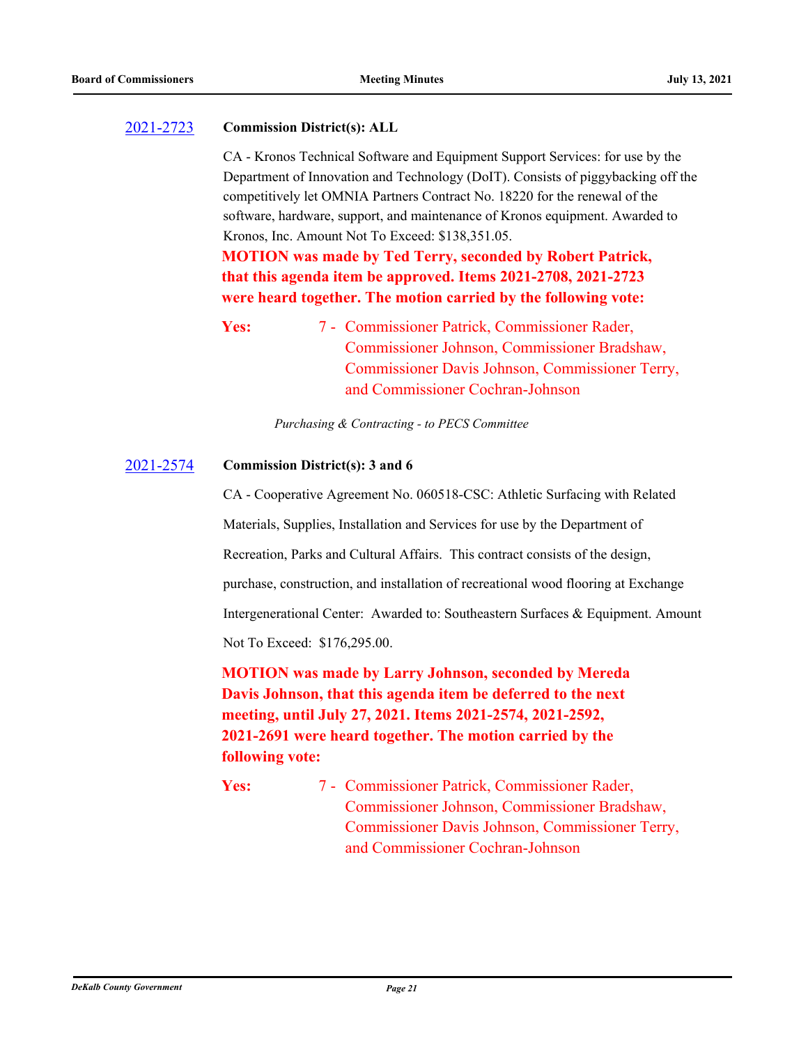**2021-2723** **Commission District(s): ALL**

CA - Kronos Technical Software and Equipment Support Services: for use by the Department of Innovation and Technology (DoIT). Consists of piggybacking off the competitively let OMNIA Partners Contract No. 18220 for the renewal of the software, hardware, support, and maintenance of Kronos equipment. Awarded to Kronos, Inc. Amount Not To Exceed: $138,351.05.

**MOTION was made by Ted Terry, seconded by Robert Patrick, that this agenda item be approved. Items 2021-2708, 2021-2723 were heard together. The motion carried by the following vote:**

**Yes:** 7 - Commissioner Patrick, Commissioner Rader, Commissioner Johnson, Commissioner Bradshaw, Commissioner Davis Johnson, Commissioner Terry, and Commissioner Cochran-Johnson

*Purchasing & Contracting - to PECS Committee*

**2021-2574** **Commission District(s): 3 and 6**

CA - Cooperative Agreement No. 060518-CSC: Athletic Surfacing with Related Materials, Supplies, Installation and Services for use by the Department of Recreation, Parks and Cultural Affairs. This contract consists of the design, purchase, construction, and installation of recreational wood flooring at Exchange Intergenerational Center: Awarded to: Southeastern Surfaces & Equipment. Amount Not To Exceed: $176,295.00.

**MOTION was made by Larry Johnson, seconded by Mereda Davis Johnson, that this agenda item be deferred to the next meeting, until July 27, 2021. Items 2021-2574, 2021-2592, 2021-2691 were heard together. The motion carried by the following vote:**

**Yes:** 7 - Commissioner Patrick, Commissioner Rader, Commissioner Johnson, Commissioner Bradshaw, Commissioner Davis Johnson, Commissioner Terry, and Commissioner Cochran-Johnson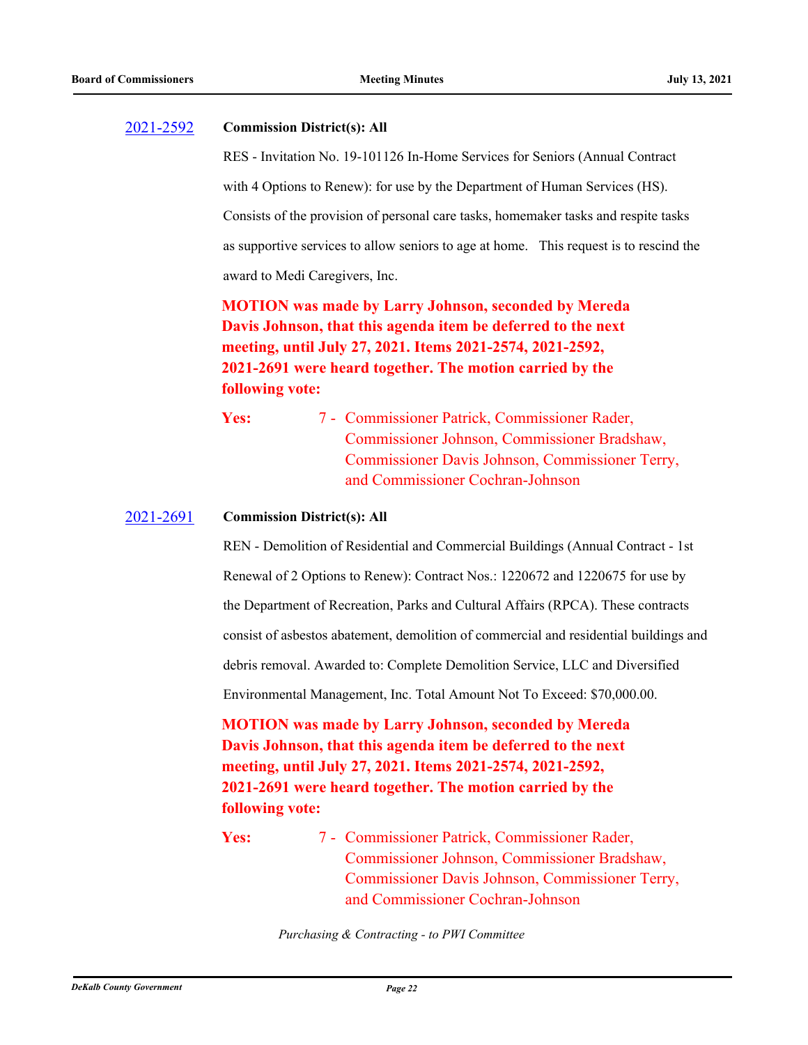[2021-2592](#) **Commission District(s): All**

RES - Invitation No. 19-101126 In-Home Services for Seniors (Annual Contract with 4 Options to Renew): for use by the Department of Human Services (HS). Consists of the provision of personal care tasks, homemaker tasks and respite tasks as supportive services to allow seniors to age at home. This request is to rescind the award to Medi Caregivers, Inc.

**MOTION was made by Larry Johnson, seconded by Mereda Davis Johnson, that this agenda item be deferred to the next meeting, until July 27, 2021. Items 2021-2574, 2021-2592, 2021-2691 were heard together. The motion carried by the following vote:**

**Yes:** 7 - Commissioner Patrick, Commissioner Rader, Commissioner Johnson, Commissioner Bradshaw, Commissioner Davis Johnson, Commissioner Terry, and Commissioner Cochran-Johnson

[2021-2691](#) **Commission District(s): All**

REN - Demolition of Residential and Commercial Buildings (Annual Contract - 1st Renewal of 2 Options to Renew): Contract Nos.: 1220672 and 1220675 for use by the Department of Recreation, Parks and Cultural Affairs (RPCA). These contracts consist of asbestos abatement, demolition of commercial and residential buildings and debris removal. Awarded to: Complete Demolition Service, LLC and Diversified Environmental Management, Inc. Total Amount Not To Exceed: $70,000.00.

**MOTION was made by Larry Johnson, seconded by Mereda Davis Johnson, that this agenda item be deferred to the next meeting, until July 27, 2021. Items 2021-2574, 2021-2592, 2021-2691 were heard together. The motion carried by the following vote:**

**Yes:** 7 - Commissioner Patrick, Commissioner Rader, Commissioner Johnson, Commissioner Bradshaw, Commissioner Davis Johnson, Commissioner Terry, and Commissioner Cochran-Johnson

*Purchasing & Contracting - to PWI Committee*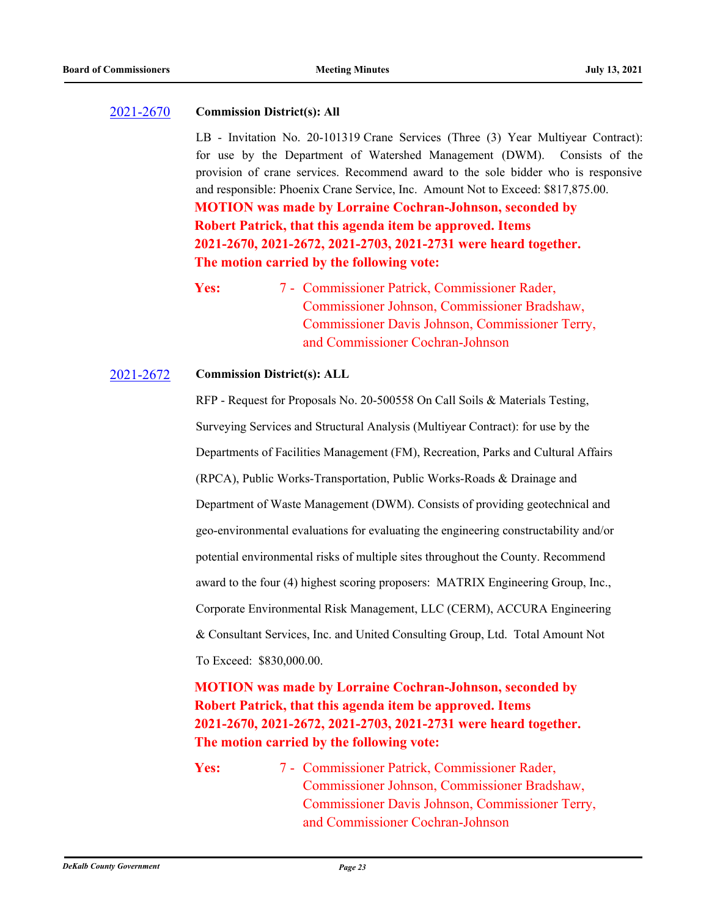[2021-2670](#) **Commission District(s): All**

LB - Invitation No. 20-101319 Crane Services (Three (3) Year Multiyear Contract): for use by the Department of Watershed Management (DWM). Consists of the provision of crane services. Recommend award to the sole bidder who is responsive and responsible: Phoenix Crane Service, Inc. Amount Not to Exceed: $817,875.00.

**MOTION was made by Lorraine Cochran-Johnson, seconded by Robert Patrick, that this agenda item be approved. Items 2021-2670, 2021-2672, 2021-2703, 2021-2731 were heard together. The motion carried by the following vote:**

**Yes:** 7 - Commissioner Patrick, Commissioner Rader, Commissioner Johnson, Commissioner Bradshaw, Commissioner Davis Johnson, Commissioner Terry, and Commissioner Cochran-Johnson

[2021-2672](#) **Commission District(s): ALL**

RFP - Request for Proposals No. 20-500558 On Call Soils & Materials Testing, Surveying Services and Structural Analysis (Multiyear Contract): for use by the Departments of Facilities Management (FM), Recreation, Parks and Cultural Affairs (RPCA), Public Works-Transportation, Public Works-Roads & Drainage and Department of Waste Management (DWM). Consists of providing geotechnical and geo-environmental evaluations for evaluating the engineering constructability and/or potential environmental risks of multiple sites throughout the County. Recommend award to the four (4) highest scoring proposers: MATRIX Engineering Group, Inc., Corporate Environmental Risk Management, LLC (CERM), ACCURA Engineering & Consultant Services, Inc. and United Consulting Group, Ltd. Total Amount Not To Exceed: $830,000.00.

**MOTION was made by Lorraine Cochran-Johnson, seconded by Robert Patrick, that this agenda item be approved. Items 2021-2670, 2021-2672, 2021-2703, 2021-2731 were heard together. The motion carried by the following vote:**

**Yes:** 7 - Commissioner Patrick, Commissioner Rader, Commissioner Johnson, Commissioner Bradshaw, Commissioner Davis Johnson, Commissioner Terry, and Commissioner Cochran-Johnson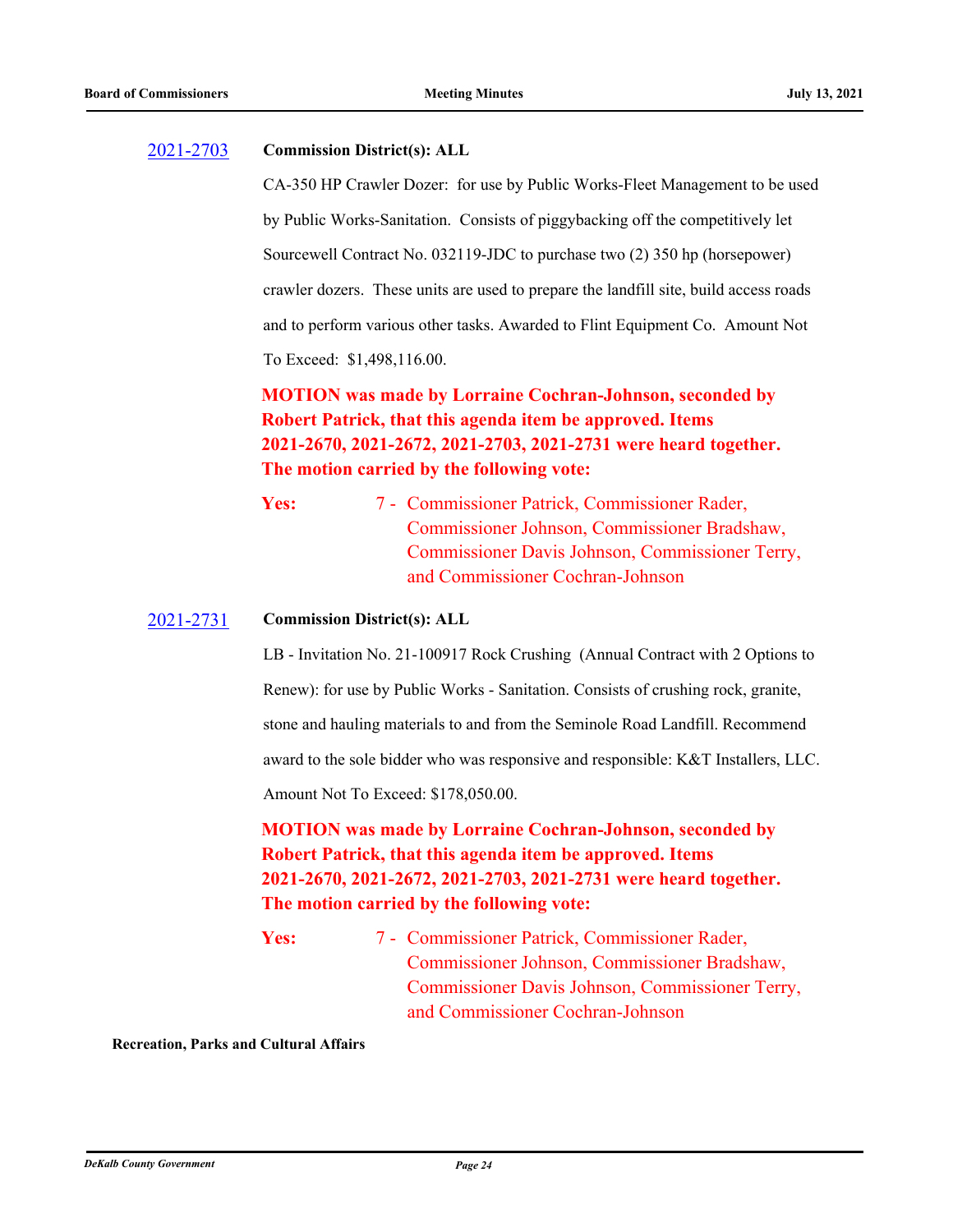[2021-2703](#) **Commission District(s): ALL**

CA-350 HP Crawler Dozer: for use by Public Works-Fleet Management to be used by Public Works-Sanitation. Consists of piggybacking off the competitively let Sourcewell Contract No. 032119-JDC to purchase two (2) 350 hp (horsepower) crawler dozers. These units are used to prepare the landfill site, build access roads and to perform various other tasks. Awarded to Flint Equipment Co. Amount Not To Exceed: $1,498,116.00.

**MOTION was made by Lorraine Cochran-Johnson, seconded by Robert Patrick, that this agenda item be approved. Items 2021-2670, 2021-2672, 2021-2703, 2021-2731 were heard together. The motion carried by the following vote:**

**Yes:** 7 - Commissioner Patrick, Commissioner Rader, Commissioner Johnson, Commissioner Bradshaw, Commissioner Davis Johnson, Commissioner Terry, and Commissioner Cochran-Johnson

[2021-2731](#) **Commission District(s): ALL**

LB - Invitation No. 21-100917 Rock Crushing (Annual Contract with 2 Options to Renew): for use by Public Works - Sanitation. Consists of crushing rock, granite, stone and hauling materials to and from the Seminole Road Landfill. Recommend award to the sole bidder who was responsive and responsible: K&T Installers, LLC. Amount Not To Exceed: $178,050.00.

**MOTION was made by Lorraine Cochran-Johnson, seconded by Robert Patrick, that this agenda item be approved. Items 2021-2670, 2021-2672, 2021-2703, 2021-2731 were heard together. The motion carried by the following vote:**

**Yes:** 7 - Commissioner Patrick, Commissioner Rader, Commissioner Johnson, Commissioner Bradshaw, Commissioner Davis Johnson, Commissioner Terry, and Commissioner Cochran-Johnson

**Recreation, Parks and Cultural Affairs**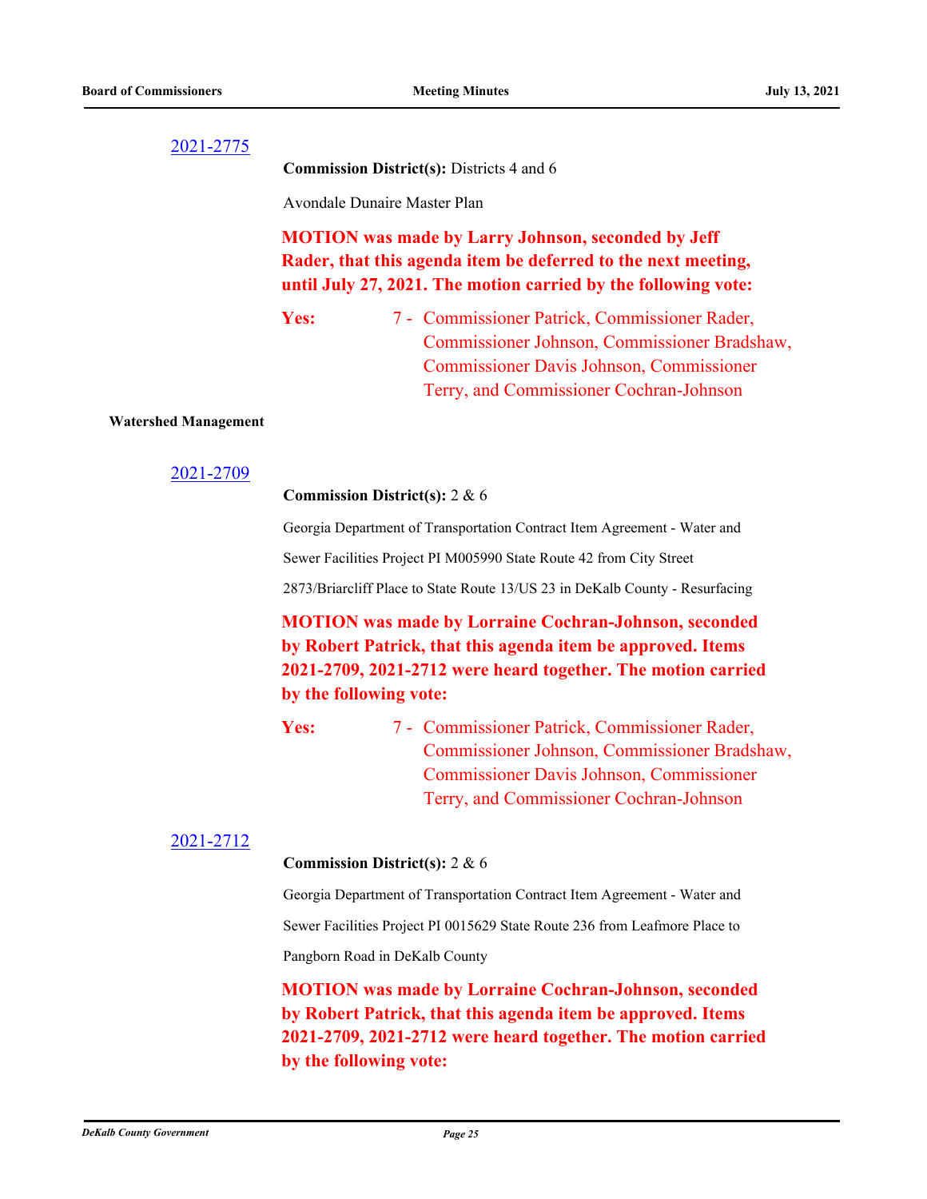[2021-2775](2021-2775)

**Commission District(s):** Districts 4 and 6

Avondale Dunaire Master Plan

**MOTION was made by Larry Johnson, seconded by Jeff Rader, that this agenda item be deferred to the next meeting, until July 27, 2021. The motion carried by the following vote:**

**Yes:** 7 - Commissioner Patrick, Commissioner Rader, Commissioner Johnson, Commissioner Bradshaw, Commissioner Davis Johnson, Commissioner Terry, and Commissioner Cochran-Johnson

**Watershed Management**

[2021-2709](2021-2709)

**Commission District(s):** 2 & 6

Georgia Department of Transportation Contract Item Agreement - Water and Sewer Facilities Project PI M005990 State Route 42 from City Street 2873/Briarcliff Place to State Route 13/US 23 in DeKalb County - Resurfacing

**MOTION was made by Lorraine Cochran-Johnson, seconded by Robert Patrick, that this agenda item be approved. Items 2021-2709, 2021-2712 were heard together. The motion carried by the following vote:**

**Yes:** 7 - Commissioner Patrick, Commissioner Rader, Commissioner Johnson, Commissioner Bradshaw, Commissioner Davis Johnson, Commissioner Terry, and Commissioner Cochran-Johnson

[2021-2712](2021-2712)

**Commission District(s):** 2 & 6

Georgia Department of Transportation Contract Item Agreement - Water and Sewer Facilities Project PI 0015629 State Route 236 from Leafmore Place to Pangborn Road in DeKalb County

**MOTION was made by Lorraine Cochran-Johnson, seconded by Robert Patrick, that this agenda item be approved. Items 2021-2709, 2021-2712 were heard together. The motion carried by the following vote:**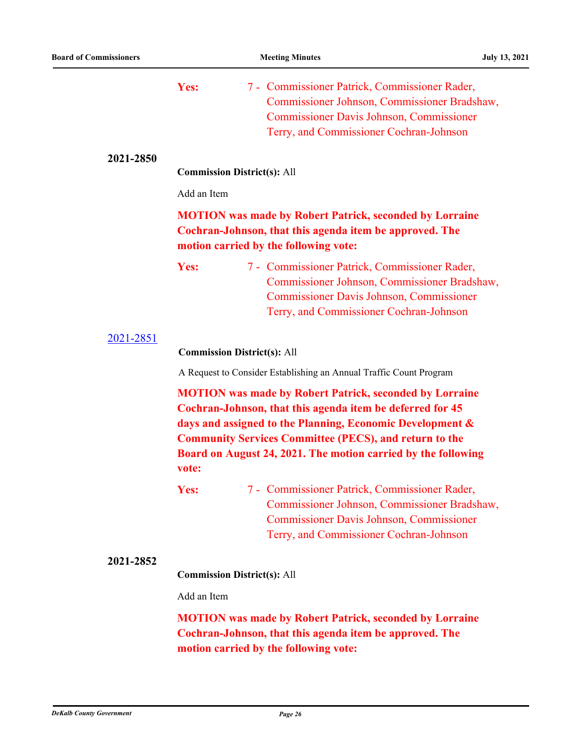**Yes:** 7 - Commissioner Patrick, Commissioner Rader, Commissioner Johnson, Commissioner Bradshaw, Commissioner Davis Johnson, Commissioner Terry, and Commissioner Cochran-Johnson

**2021-2850**

**Commission District(s):** All

Add an Item

**MOTION was made by Robert Patrick, seconded by Lorraine Cochran-Johnson, that this agenda item be approved. The motion carried by the following vote:**

**Yes:** 7 - Commissioner Patrick, Commissioner Rader, Commissioner Johnson, Commissioner Bradshaw, Commissioner Davis Johnson, Commissioner Terry, and Commissioner Cochran-Johnson

**2021-2851**

**Commission District(s):** All

A Request to Consider Establishing an Annual Traffic Count Program

**MOTION was made by Robert Patrick, seconded by Lorraine Cochran-Johnson, that this agenda item be deferred for 45 days and assigned to the Planning, Economic Development & Community Services Committee (PECS), and return to the Board on August 24, 2021. The motion carried by the following vote:**

**Yes:** 7 - Commissioner Patrick, Commissioner Rader, Commissioner Johnson, Commissioner Bradshaw, Commissioner Davis Johnson, Commissioner Terry, and Commissioner Cochran-Johnson

**2021-2852**

**Commission District(s):** All

Add an Item

**MOTION was made by Robert Patrick, seconded by Lorraine Cochran-Johnson, that this agenda item be approved. The motion carried by the following vote:**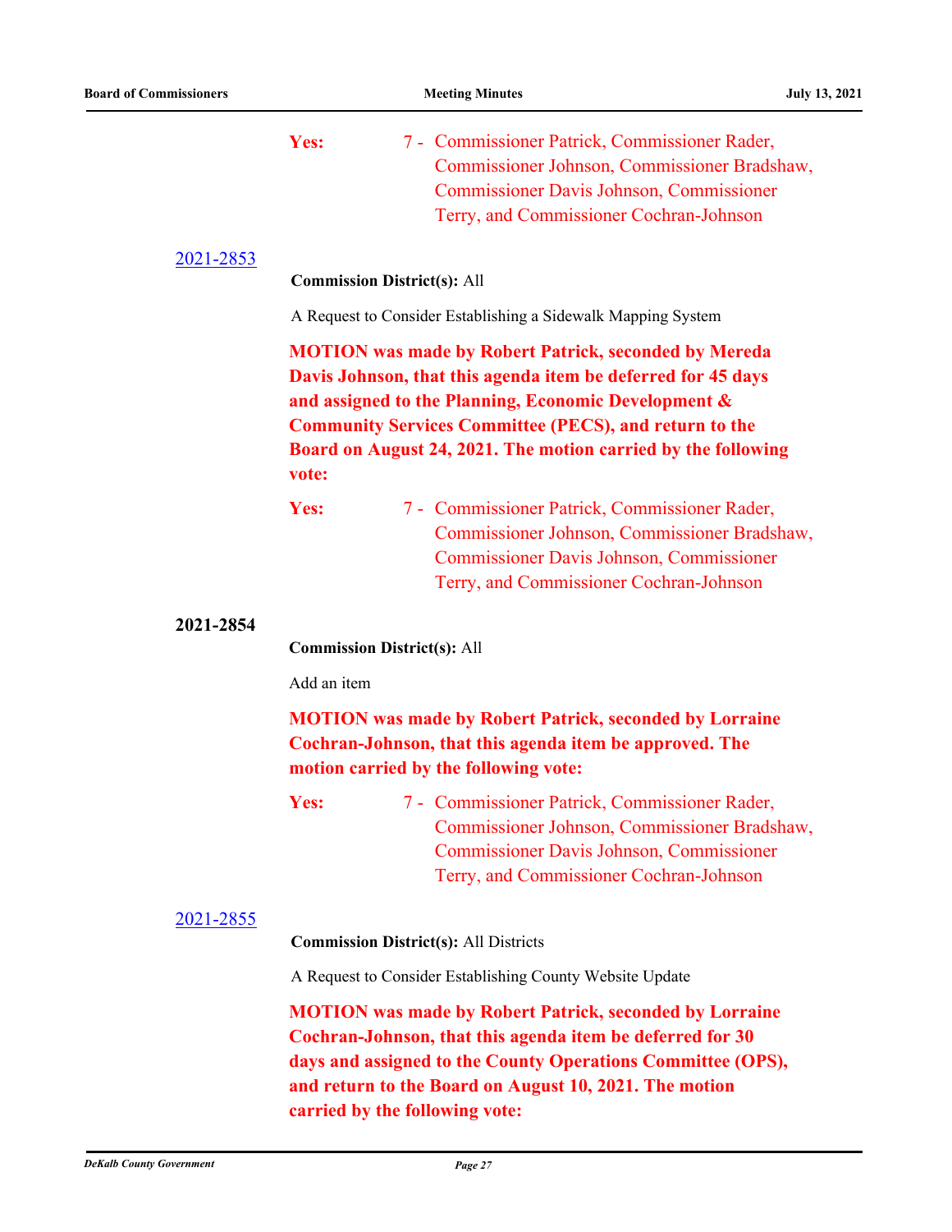**Yes:** 7 - Commissioner Patrick, Commissioner Rader, Commissioner Johnson, Commissioner Bradshaw, Commissioner Davis Johnson, Commissioner Terry, and Commissioner Cochran-Johnson

2021-2853

**Commission District(s):** All

A Request to Consider Establishing a Sidewalk Mapping System

**MOTION was made by Robert Patrick, seconded by Mereda Davis Johnson, that this agenda item be deferred for 45 days and assigned to the Planning, Economic Development & Community Services Committee (PECS), and return to the Board on August 24, 2021. The motion carried by the following vote:**

**Yes:** 7 - Commissioner Patrick, Commissioner Rader, Commissioner Johnson, Commissioner Bradshaw, Commissioner Davis Johnson, Commissioner Terry, and Commissioner Cochran-Johnson

**2021-2854**

**Commission District(s):** All

Add an item

**MOTION was made by Robert Patrick, seconded by Lorraine Cochran-Johnson, that this agenda item be approved. The motion carried by the following vote:**

**Yes:** 7 - Commissioner Patrick, Commissioner Rader, Commissioner Johnson, Commissioner Bradshaw, Commissioner Davis Johnson, Commissioner Terry, and Commissioner Cochran-Johnson

2021-2855

**Commission District(s):** All Districts

A Request to Consider Establishing County Website Update

**MOTION was made by Robert Patrick, seconded by Lorraine Cochran-Johnson, that this agenda item be deferred for 30 days and assigned to the County Operations Committee (OPS), and return to the Board on August 10, 2021. The motion carried by the following vote:**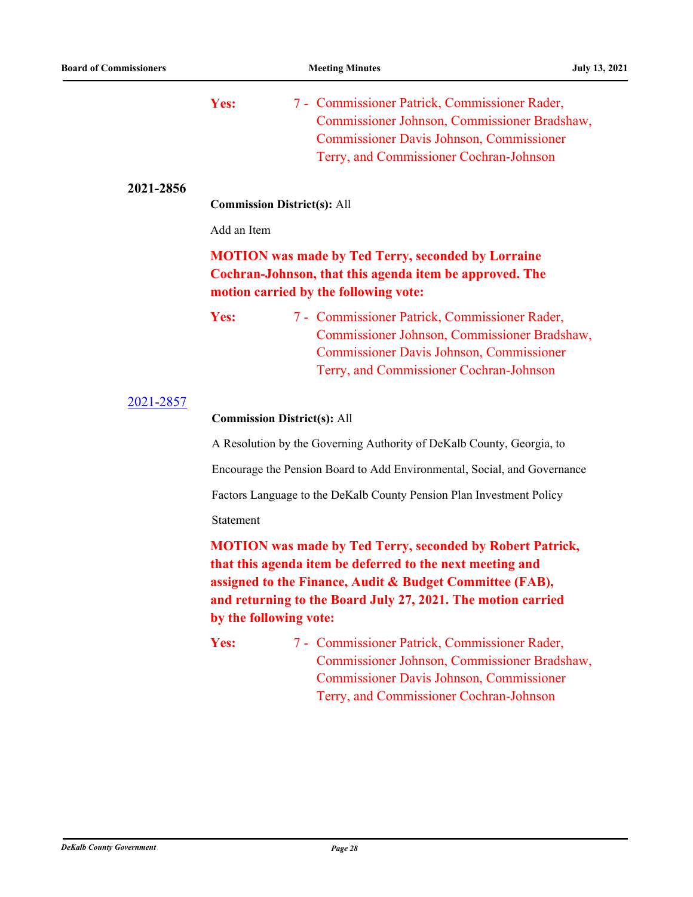**Yes:** 7 - Commissioner Patrick, Commissioner Rader, Commissioner Johnson, Commissioner Bradshaw, Commissioner Davis Johnson, Commissioner Terry, and Commissioner Cochran-Johnson

**2021-2856**

**Commission District(s):** All

Add an Item

**MOTION was made by Ted Terry, seconded by Lorraine Cochran-Johnson, that this agenda item be approved. The motion carried by the following vote:**

**Yes:** 7 - Commissioner Patrick, Commissioner Rader, Commissioner Johnson, Commissioner Bradshaw, Commissioner Davis Johnson, Commissioner Terry, and Commissioner Cochran-Johnson

2021-2857

**Commission District(s):** All

A Resolution by the Governing Authority of DeKalb County, Georgia, to Encourage the Pension Board to Add Environmental, Social, and Governance Factors Language to the DeKalb County Pension Plan Investment Policy Statement

**MOTION was made by Ted Terry, seconded by Robert Patrick, that this agenda item be deferred to the next meeting and assigned to the Finance, Audit & Budget Committee (FAB), and returning to the Board July 27, 2021. The motion carried by the following vote:**

**Yes:** 7 - Commissioner Patrick, Commissioner Rader, Commissioner Johnson, Commissioner Bradshaw, Commissioner Davis Johnson, Commissioner Terry, and Commissioner Cochran-Johnson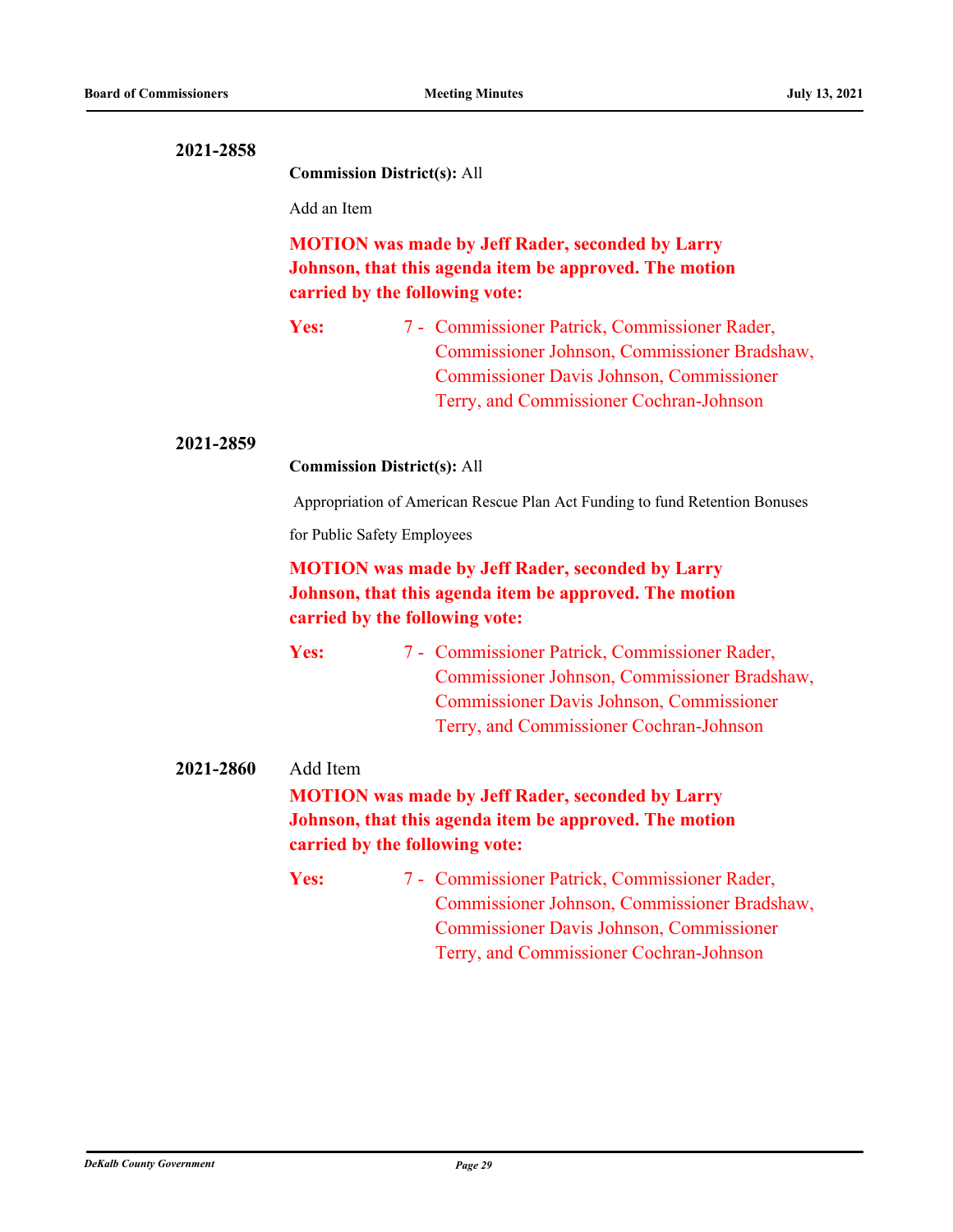**2021-2858**

**Commission District(s):** All

Add an Item

**MOTION was made by Jeff Rader, seconded by Larry Johnson, that this agenda item be approved. The motion carried by the following vote:**

**Yes:** 7 - Commissioner Patrick, Commissioner Rader, Commissioner Johnson, Commissioner Bradshaw, Commissioner Davis Johnson, Commissioner Terry, and Commissioner Cochran-Johnson

**2021-2859**

**Commission District(s):** All

Appropriation of American Rescue Plan Act Funding to fund Retention Bonuses for Public Safety Employees

**MOTION was made by Jeff Rader, seconded by Larry Johnson, that this agenda item be approved. The motion carried by the following vote:**

**Yes:** 7 - Commissioner Patrick, Commissioner Rader, Commissioner Johnson, Commissioner Bradshaw, Commissioner Davis Johnson, Commissioner Terry, and Commissioner Cochran-Johnson

**2021-2860** Add Item

**MOTION was made by Jeff Rader, seconded by Larry Johnson, that this agenda item be approved. The motion carried by the following vote:**

**Yes:** 7 - Commissioner Patrick, Commissioner Rader, Commissioner Johnson, Commissioner Bradshaw, Commissioner Davis Johnson, Commissioner Terry, and Commissioner Cochran-Johnson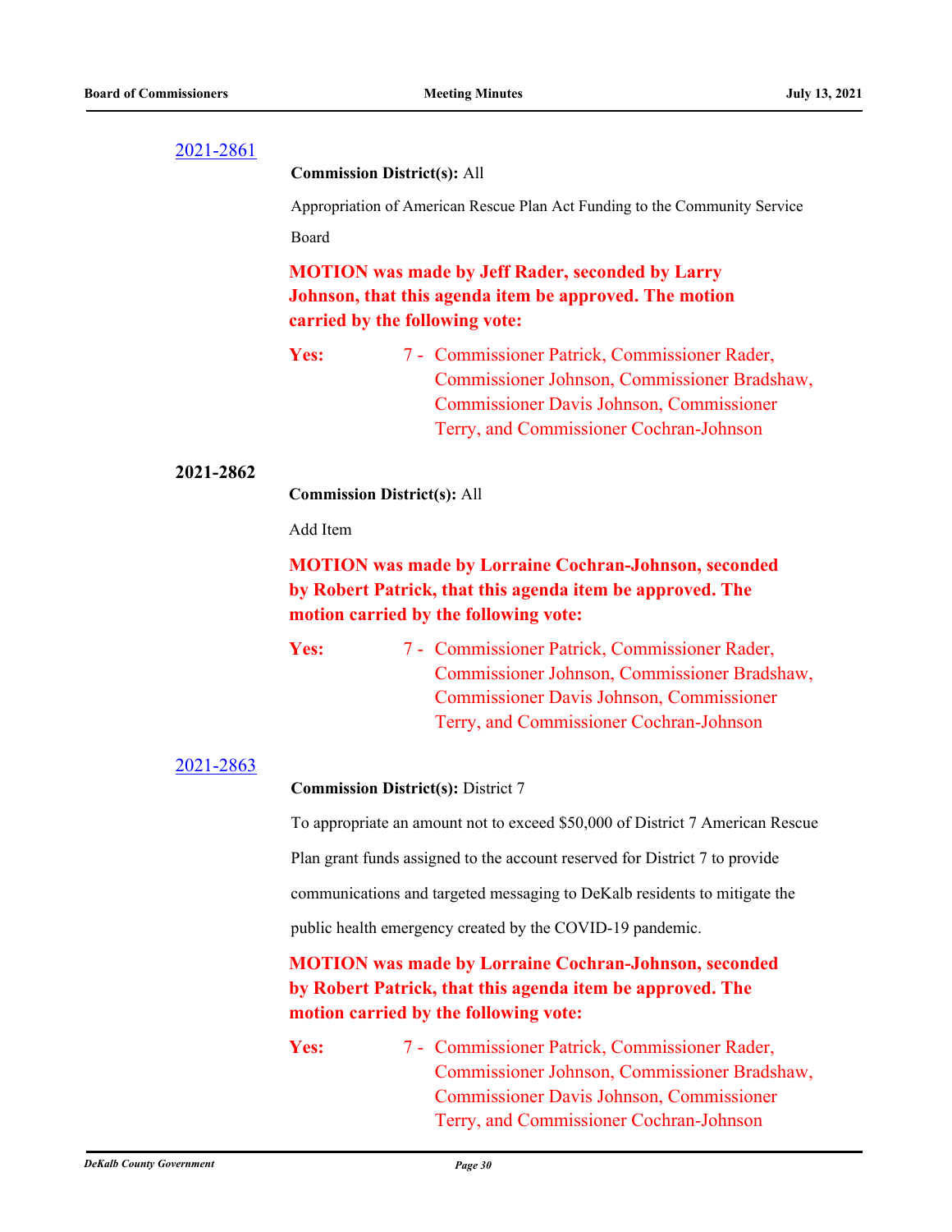[2021-2861](2021-2861)

**Commission District(s):** All

Appropriation of American Rescue Plan Act Funding to the Community Service Board

**MOTION was made by Jeff Rader, seconded by Larry Johnson, that this agenda item be approved. The motion carried by the following vote:**

**Yes:** 7 - Commissioner Patrick, Commissioner Rader, Commissioner Johnson, Commissioner Bradshaw, Commissioner Davis Johnson, Commissioner Terry, and Commissioner Cochran-Johnson

**2021-2862**

**Commission District(s):** All

Add Item

**MOTION was made by Lorraine Cochran-Johnson, seconded by Robert Patrick, that this agenda item be approved. The motion carried by the following vote:**

**Yes:** 7 - Commissioner Patrick, Commissioner Rader, Commissioner Johnson, Commissioner Bradshaw, Commissioner Davis Johnson, Commissioner Terry, and Commissioner Cochran-Johnson

[2021-2863](2021-2863)

**Commission District(s):** District 7

To appropriate an amount not to exceed $50,000 of District 7 American Rescue Plan grant funds assigned to the account reserved for District 7 to provide communications and targeted messaging to DeKalb residents to mitigate the public health emergency created by the COVID-19 pandemic.

**MOTION was made by Lorraine Cochran-Johnson, seconded by Robert Patrick, that this agenda item be approved. The motion carried by the following vote:**

**Yes:** 7 - Commissioner Patrick, Commissioner Rader, Commissioner Johnson, Commissioner Bradshaw, Commissioner Davis Johnson, Commissioner Terry, and Commissioner Cochran-Johnson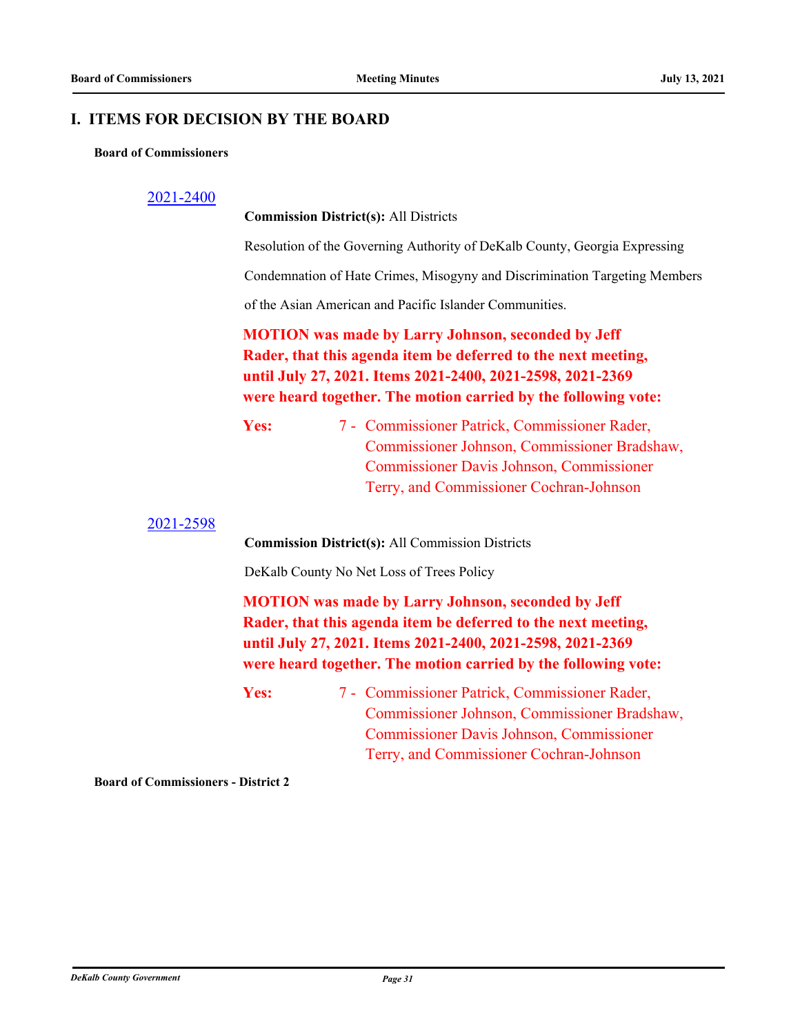## I. ITEMS FOR DECISION BY THE BOARD

### Board of Commissioners

[2021-2400]

**Commission District(s):** All Districts

Resolution of the Governing Authority of DeKalb County, Georgia Expressing Condemnation of Hate Crimes, Misogyny and Discrimination Targeting Members of the Asian American and Pacific Islander Communities.

**MOTION was made by Larry Johnson, seconded by Jeff Rader, that this agenda item be deferred to the next meeting, until July 27, 2021. Items 2021-2400, 2021-2598, 2021-2369 were heard together. The motion carried by the following vote:**

**Yes:** 7 - Commissioner Patrick, Commissioner Rader, Commissioner Johnson, Commissioner Bradshaw, Commissioner Davis Johnson, Commissioner Terry, and Commissioner Cochran-Johnson

[2021-2598]

**Commission District(s):** All Commission Districts

DeKalb County No Net Loss of Trees Policy

**MOTION was made by Larry Johnson, seconded by Jeff Rader, that this agenda item be deferred to the next meeting, until July 27, 2021. Items 2021-2400, 2021-2598, 2021-2369 were heard together. The motion carried by the following vote:**

**Yes:** 7 - Commissioner Patrick, Commissioner Rader, Commissioner Johnson, Commissioner Bradshaw, Commissioner Davis Johnson, Commissioner Terry, and Commissioner Cochran-Johnson

### Board of Commissioners - District 2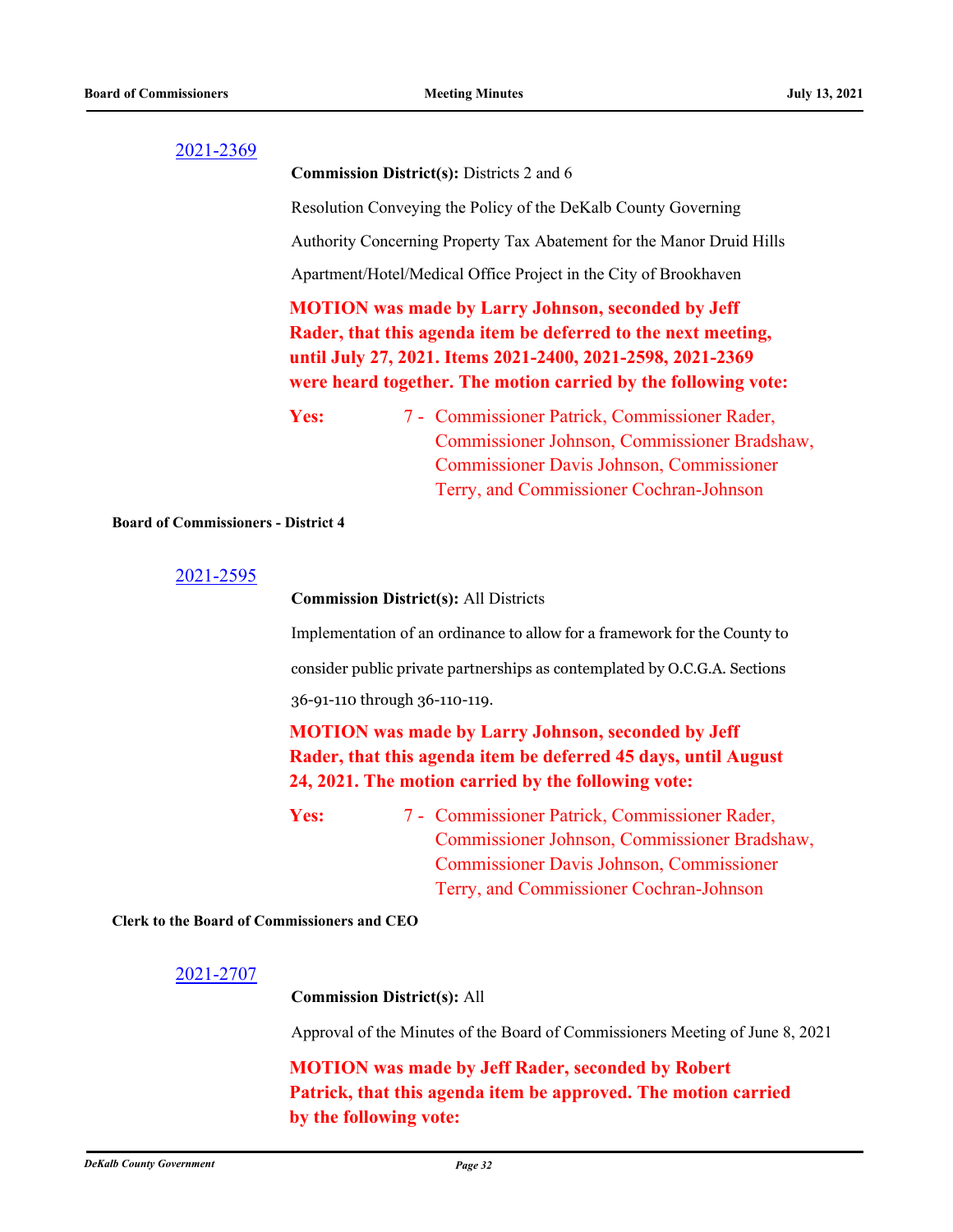2021-2369

**Commission District(s):** Districts 2 and 6

Resolution Conveying the Policy of the DeKalb County Governing Authority Concerning Property Tax Abatement for the Manor Druid Hills Apartment/Hotel/Medical Office Project in the City of Brookhaven

**MOTION was made by Larry Johnson, seconded by Jeff Rader, that this agenda item be deferred to the next meeting, until July 27, 2021. Items 2021-2400, 2021-2598, 2021-2369 were heard together. The motion carried by the following vote:**

**Yes:** 7 - Commissioner Patrick, Commissioner Rader, Commissioner Johnson, Commissioner Bradshaw, Commissioner Davis Johnson, Commissioner Terry, and Commissioner Cochran-Johnson

**Board of Commissioners - District 4**

2021-2595

**Commission District(s):** All Districts

Implementation of an ordinance to allow for a framework for the County to consider public private partnerships as contemplated by O.C.G.A. Sections 36-91-110 through 36-110-119.

**MOTION was made by Larry Johnson, seconded by Jeff Rader, that this agenda item be deferred 45 days, until August 24, 2021. The motion carried by the following vote:**

**Yes:** 7 - Commissioner Patrick, Commissioner Rader, Commissioner Johnson, Commissioner Bradshaw, Commissioner Davis Johnson, Commissioner Terry, and Commissioner Cochran-Johnson

**Clerk to the Board of Commissioners and CEO**

2021-2707

**Commission District(s):** All

Approval of the Minutes of the Board of Commissioners Meeting of June 8, 2021

**MOTION was made by Jeff Rader, seconded by Robert Patrick, that this agenda item be approved. The motion carried by the following vote:**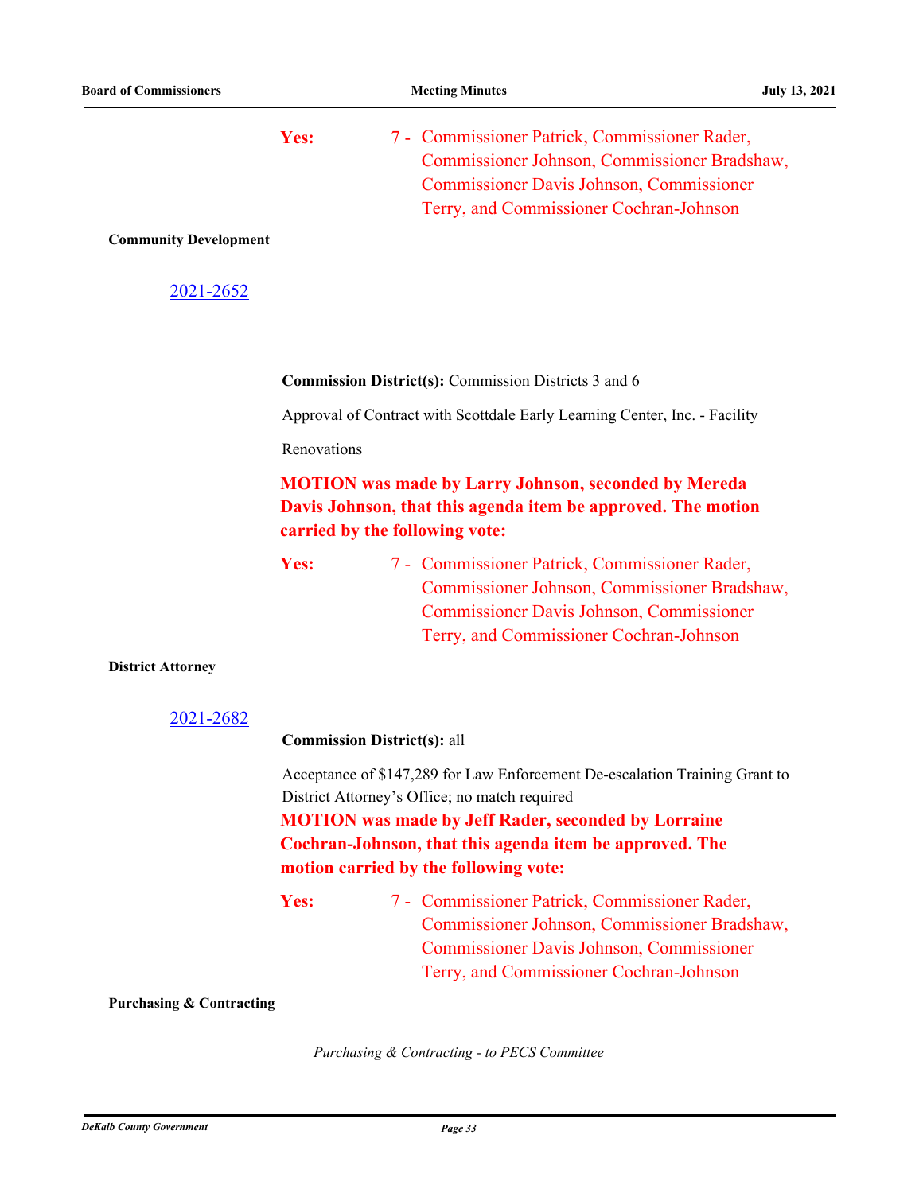**Yes:** 7 - Commissioner Patrick, Commissioner Rader, Commissioner Johnson, Commissioner Bradshaw, Commissioner Davis Johnson, Commissioner Terry, and Commissioner Cochran-Johnson

**Community Development**

2021-2652

**Commission District(s):** Commission Districts 3 and 6

Approval of Contract with Scottdale Early Learning Center, Inc. - Facility Renovations

**MOTION was made by Larry Johnson, seconded by Mereda Davis Johnson, that this agenda item be approved. The motion carried by the following vote:**

**Yes:** 7 - Commissioner Patrick, Commissioner Rader, Commissioner Johnson, Commissioner Bradshaw, Commissioner Davis Johnson, Commissioner Terry, and Commissioner Cochran-Johnson

**District Attorney**

2021-2682

**Commission District(s):** all

Acceptance of $147,289 for Law Enforcement De-escalation Training Grant to District Attorney's Office; no match required

**MOTION was made by Jeff Rader, seconded by Lorraine Cochran-Johnson, that this agenda item be approved. The motion carried by the following vote:**

**Yes:** 7 - Commissioner Patrick, Commissioner Rader, Commissioner Johnson, Commissioner Bradshaw, Commissioner Davis Johnson, Commissioner Terry, and Commissioner Cochran-Johnson

**Purchasing & Contracting**

*Purchasing & Contracting - to PECS Committee*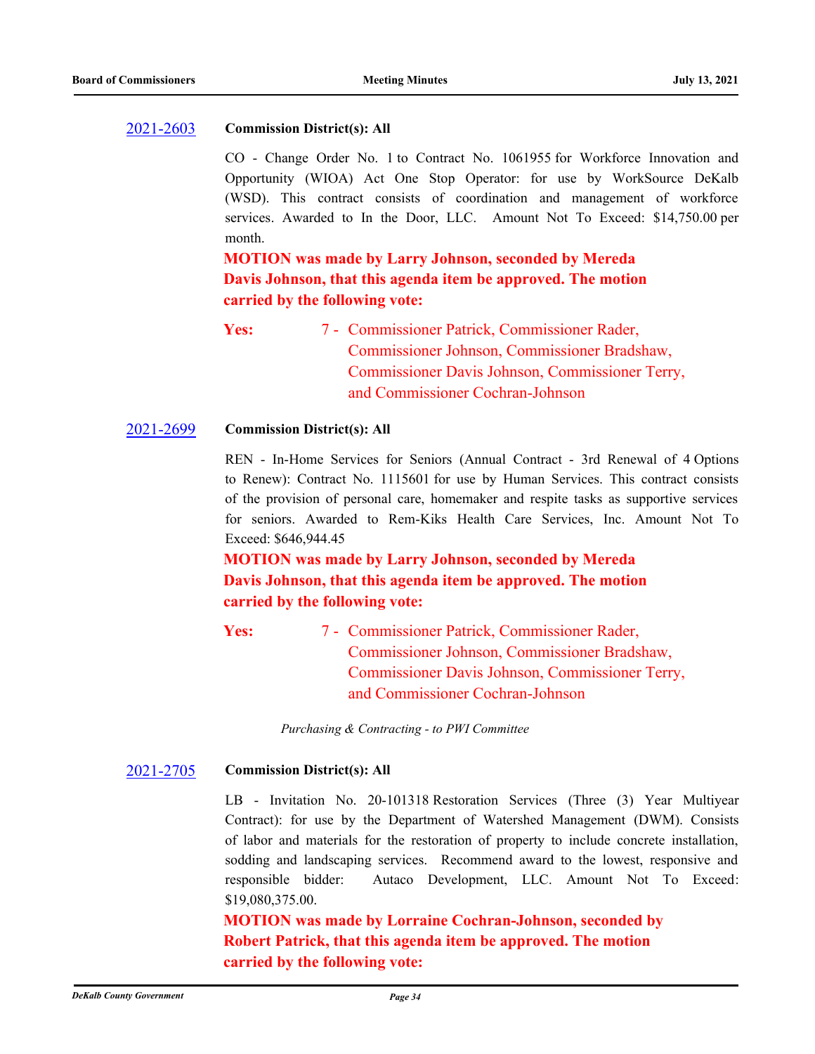[2021-2603](#) **Commission District(s): All**

CO - Change Order No. 1 to Contract No. 1061955 for Workforce Innovation and Opportunity (WIOA) Act One Stop Operator: for use by WorkSource DeKalb (WSD). This contract consists of coordination and management of workforce services. Awarded to In the Door, LLC. Amount Not To Exceed: $14,750.00 per month.

**MOTION was made by Larry Johnson, seconded by Mereda Davis Johnson, that this agenda item be approved. The motion carried by the following vote:**

**Yes:** 7 - Commissioner Patrick, Commissioner Rader, Commissioner Johnson, Commissioner Bradshaw, Commissioner Davis Johnson, Commissioner Terry, and Commissioner Cochran-Johnson

[2021-2699](#) **Commission District(s): All**

REN - In-Home Services for Seniors (Annual Contract - 3rd Renewal of 4 Options to Renew): Contract No. 1115601 for use by Human Services. This contract consists of the provision of personal care, homemaker and respite tasks as supportive services for seniors. Awarded to Rem-Kiks Health Care Services, Inc. Amount Not To Exceed: $646,944.45

**MOTION was made by Larry Johnson, seconded by Mereda Davis Johnson, that this agenda item be approved. The motion carried by the following vote:**

**Yes:** 7 - Commissioner Patrick, Commissioner Rader, Commissioner Johnson, Commissioner Bradshaw, Commissioner Davis Johnson, Commissioner Terry, and Commissioner Cochran-Johnson

*Purchasing & Contracting - to PWI Committee*

[2021-2705](#) **Commission District(s): All**

LB - Invitation No. 20-101318 Restoration Services (Three (3) Year Multiyear Contract): for use by the Department of Watershed Management (DWM). Consists of labor and materials for the restoration of property to include concrete installation, sodding and landscaping services. Recommend award to the lowest, responsive and responsible bidder: Autaco Development, LLC. Amount Not To Exceed: $19,080,375.00.

**MOTION was made by Lorraine Cochran-Johnson, seconded by Robert Patrick, that this agenda item be approved. The motion carried by the following vote:**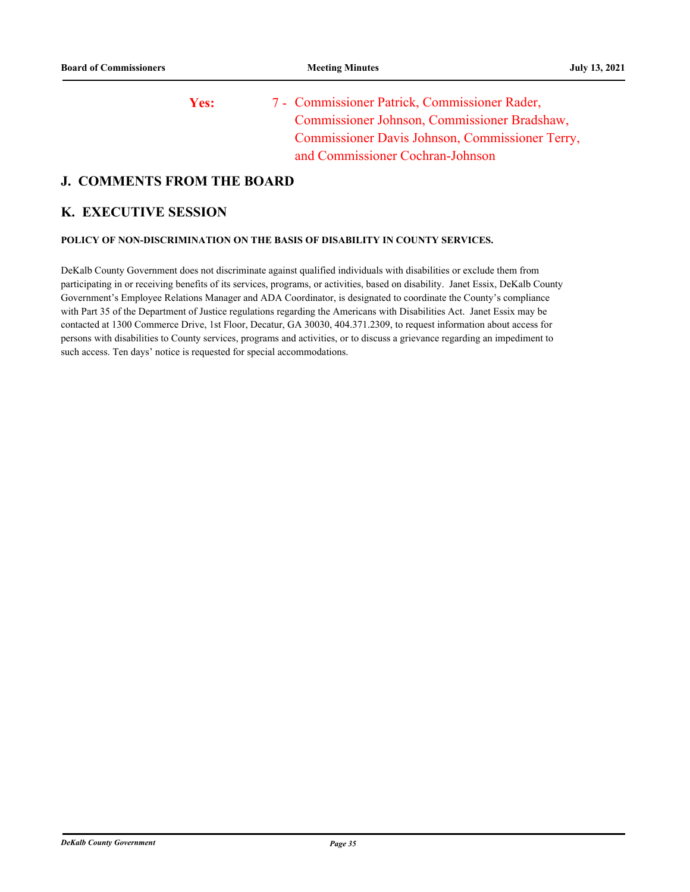**Yes:** 7 - Commissioner Patrick, Commissioner Rader, Commissioner Johnson, Commissioner Bradshaw, Commissioner Davis Johnson, Commissioner Terry, and Commissioner Cochran-Johnson

## J. COMMENTS FROM THE BOARD

## K. EXECUTIVE SESSION

**POLICY OF NON-DISCRIMINATION ON THE BASIS OF DISABILITY IN COUNTY SERVICES.**

DeKalb County Government does not discriminate against qualified individuals with disabilities or exclude them from participating in or receiving benefits of its services, programs, or activities, based on disability. Janet Essix, DeKalb County Government's Employee Relations Manager and ADA Coordinator, is designated to coordinate the County's compliance with Part 35 of the Department of Justice regulations regarding the Americans with Disabilities Act. Janet Essix may be contacted at 1300 Commerce Drive, 1st Floor, Decatur, GA 30030, 404.371.2309, to request information about access for persons with disabilities to County services, programs and activities, or to discuss a grievance regarding an impediment to such access. Ten days' notice is requested for special accommodations.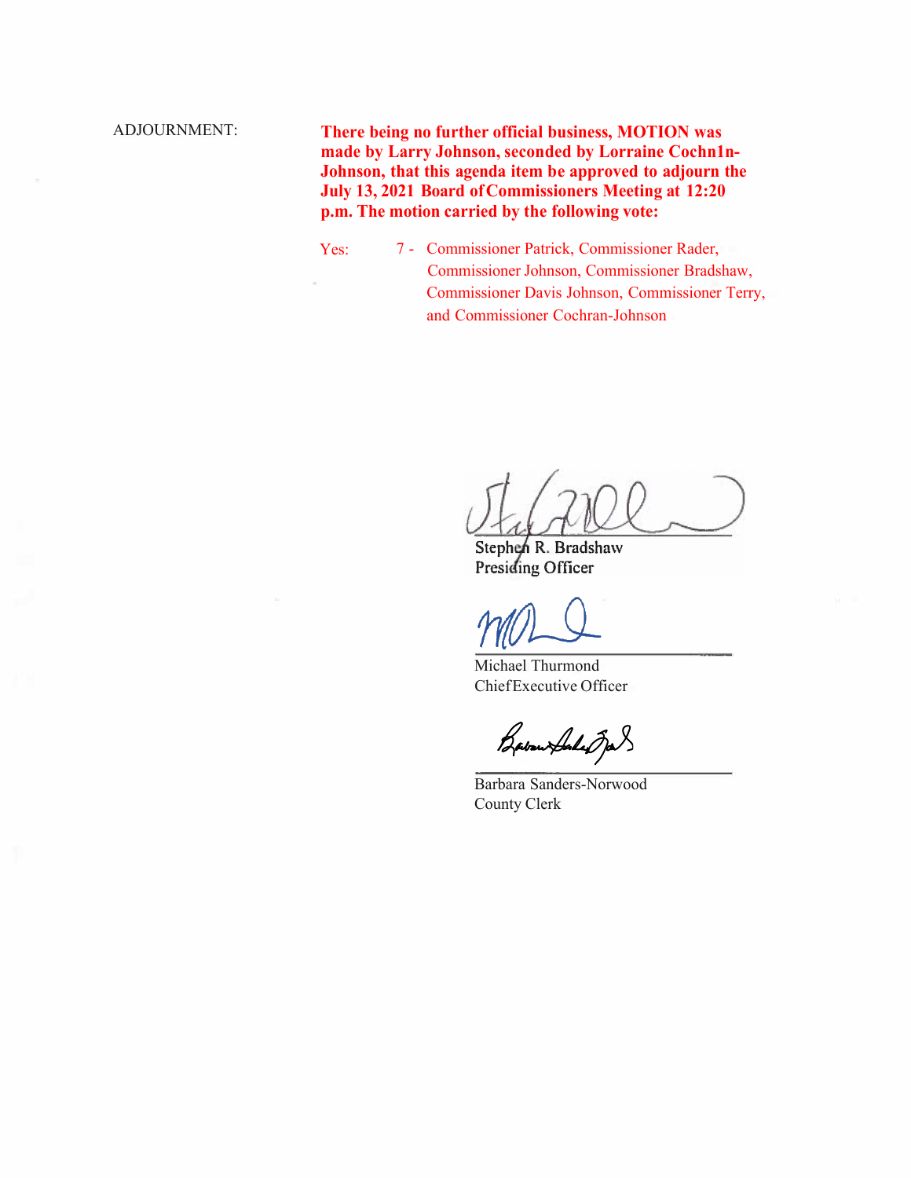ADJOURNMENT:

**There being no further official business, MOTION was made by Larry Johnson, seconded by Lorraine Cochn1n-Johnson, that this agenda item be approved to adjourn the July 13, 2021 Board of Commissioners Meeting at 12:20 p.m. The motion carried by the following vote:**

Yes: 7 - Commissioner Patrick, Commissioner Rader, Commissioner Johnson, Commissioner Bradshaw, Commissioner Davis Johnson, Commissioner Terry, and Commissioner Cochran-Johnson

Stephen R. Bradshaw
Presiding Officer

Michael Thurmond
Chief Executive Officer

Barbara Sanders-Norwood
County Clerk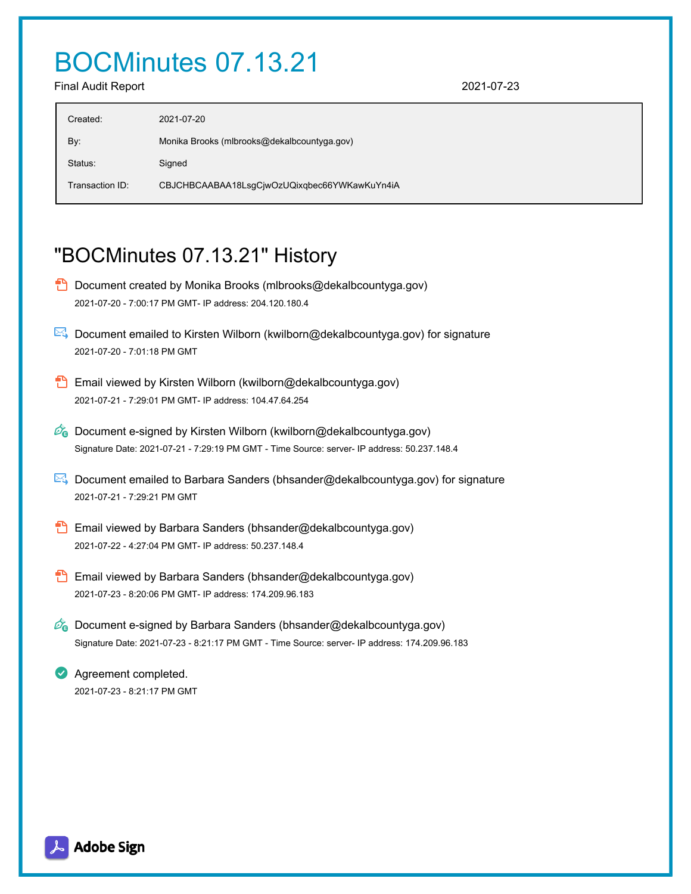# BOCMinutes 07.13.21

Final Audit Report 2021-07-23

| | |
|---|---|
| Created: | 2021-07-20 |
| By: | Monika Brooks (mlbrooks@dekalbcountyga.gov) |
| Status: | Signed |
| Transaction ID: | CBJCHBCAABAA18LsgCjwOzUQixqbec66YWKawKuYn4iA |

## "BOCMinutes 07.13.21" History

- Document created by Monika Brooks (mlbrooks@dekalbcountyga.gov)
  2021-07-20 - 7:00:17 PM GMT- IP address: 204.120.180.4

- Document emailed to Kirsten Wilborn (kwilborn@dekalbcountyga.gov) for signature
  2021-07-20 - 7:01:18 PM GMT

- Email viewed by Kirsten Wilborn (kwilborn@dekalbcountyga.gov)
  2021-07-21 - 7:29:01 PM GMT- IP address: 104.47.64.254

- Document e-signed by Kirsten Wilborn (kwilborn@dekalbcountyga.gov)
  Signature Date: 2021-07-21 - 7:29:19 PM GMT - Time Source: server- IP address: 50.237.148.4

- Document emailed to Barbara Sanders (bhsander@dekalbcountyga.gov) for signature
  2021-07-21 - 7:29:21 PM GMT

- Email viewed by Barbara Sanders (bhsander@dekalbcountyga.gov)
  2021-07-22 - 4:27:04 PM GMT- IP address: 50.237.148.4

- Email viewed by Barbara Sanders (bhsander@dekalbcountyga.gov)
  2021-07-23 - 8:20:06 PM GMT- IP address: 174.209.96.183

- Document e-signed by Barbara Sanders (bhsander@dekalbcountyga.gov)
  Signature Date: 2021-07-23 - 8:21:17 PM GMT - Time Source: server- IP address: 174.209.96.183

- Agreement completed.
  2021-07-23 - 8:21:17 PM GMT

Adobe Sign